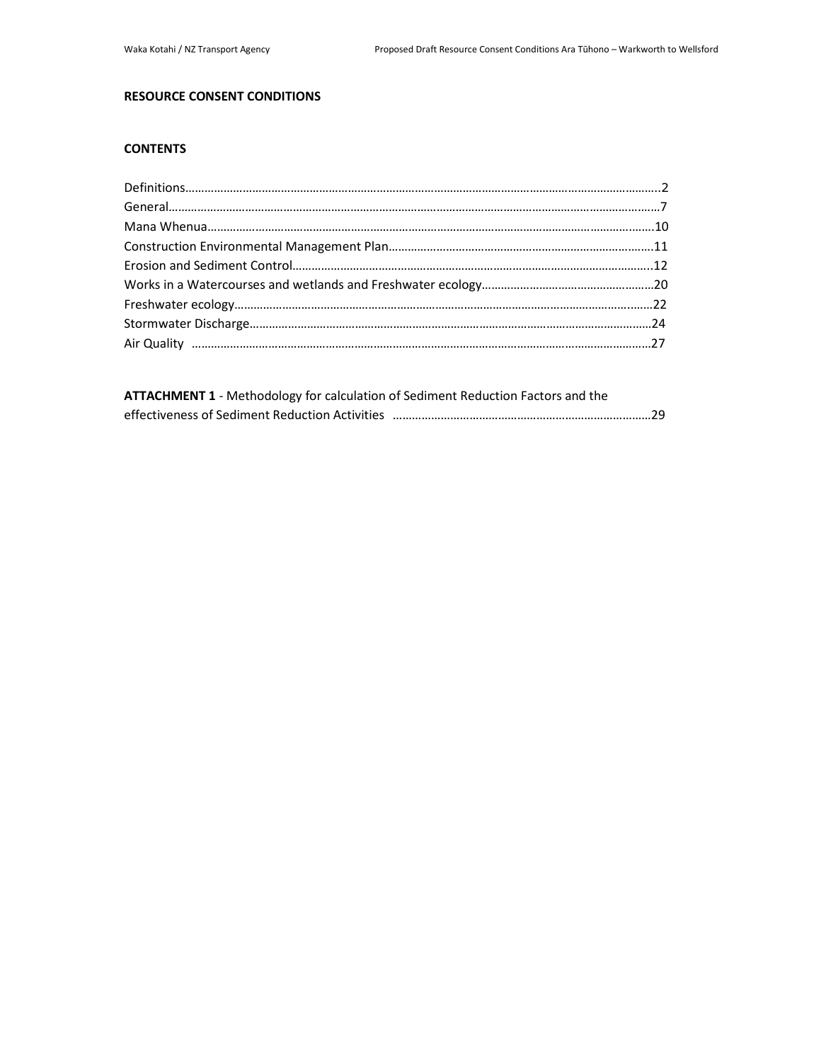# RESOURCE CONSENT CONDITIONS

## CONTENTS

Definitions……………………………………………………………………………………………………………………………..2
General…………………………………………………………………………………………………………………………………7
Mana Whenua………………………………………………………………………………………………………………………10
Construction Environmental Management Plan………………………………………………………………………11
Erosion and Sediment Control……………………………………………………………………………………………..12
Works in a Watercourses and wetlands and Freshwater ecology……………………………………………20
Freshwater ecology……………………………………………………………………………………………………………..22
Stormwater Discharge…………………………………………………………………………………………………………24
Air Quality ………………………………………………………………………………………………………………………27

**ATTACHMENT 1** - Methodology for calculation of Sediment Reduction Factors and the effectiveness of Sediment Reduction Activities ……………………………………………………………………29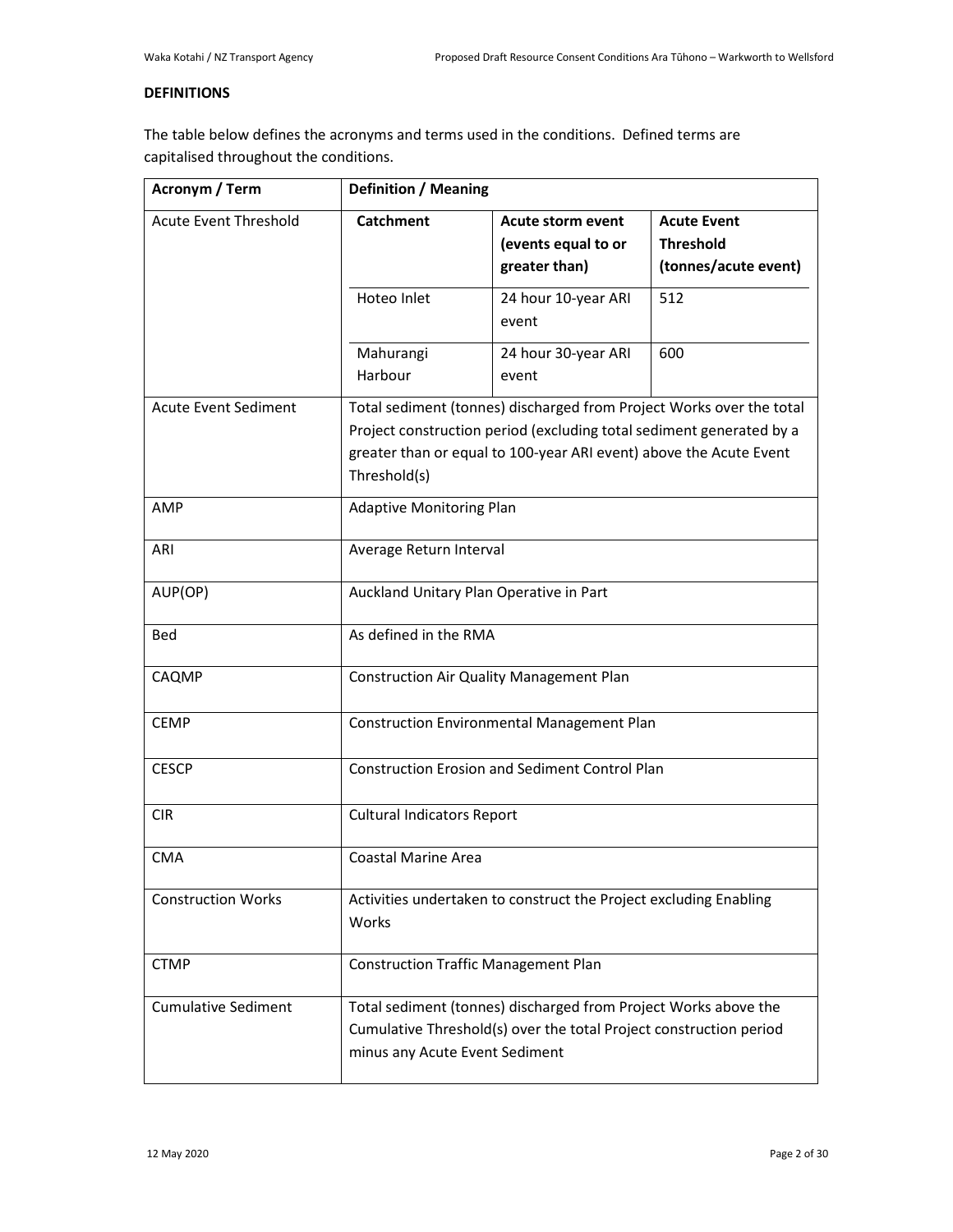## DEFINITIONS

The table below defines the acronyms and terms used in the conditions. Defined terms are capitalised throughout the conditions.

| Acronym / Term | Definition / Meaning | | |
|---|---|---|---|
| Acute Event Threshold | **Catchment** | **Acute storm event (events equal to or greater than)** | **Acute Event Threshold (tonnes/acute event)** |
| | Hoteo Inlet | 24 hour 10-year ARI event | 512 |
| | Mahurangi Harbour | 24 hour 30-year ARI event | 600 |
| Acute Event Sediment | Total sediment (tonnes) discharged from Project Works over the total Project construction period (excluding total sediment generated by a greater than or equal to 100-year ARI event) above the Acute Event Threshold(s) | | |
| AMP | Adaptive Monitoring Plan | | |
| ARI | Average Return Interval | | |
| AUP(OP) | Auckland Unitary Plan Operative in Part | | |
| Bed | As defined in the RMA | | |
| CAQMP | Construction Air Quality Management Plan | | |
| CEMP | Construction Environmental Management Plan | | |
| CESCP | Construction Erosion and Sediment Control Plan | | |
| CIR | Cultural Indicators Report | | |
| CMA | Coastal Marine Area | | |
| Construction Works | Activities undertaken to construct the Project excluding Enabling Works | | |
| CTMP | Construction Traffic Management Plan | | |
| Cumulative Sediment | Total sediment (tonnes) discharged from Project Works above the Cumulative Threshold(s) over the total Project construction period minus any Acute Event Sediment | | |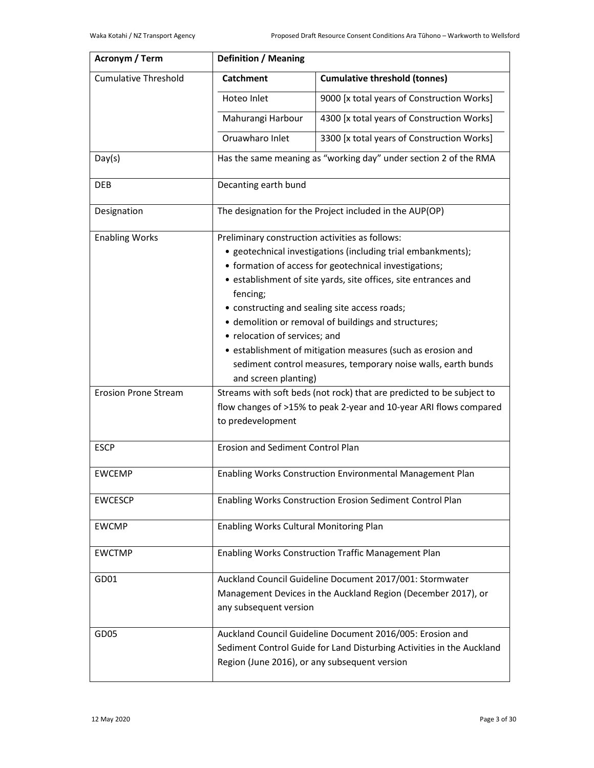| Acronym / Term | Definition / Meaning |
| --- | --- |
| Cumulative Threshold | **Catchment** / **Cumulative threshold (tonnes)**<br>Hoteo Inlet: 9000 [x total years of Construction Works]<br>Mahurangi Harbour: 4300 [x total years of Construction Works]<br>Oruawharo Inlet: 3300 [x total years of Construction Works] |
| Day(s) | Has the same meaning as "working day" under section 2 of the RMA |
| DEB | Decanting earth bund |
| Designation | The designation for the Project included in the AUP(OP) |
| Enabling Works | Preliminary construction activities as follows:<br>• geotechnical investigations (including trial embankments);<br>• formation of access for geotechnical investigations;<br>• establishment of site yards, site offices, site entrances and fencing;<br>• constructing and sealing site access roads;<br>• demolition or removal of buildings and structures;<br>• relocation of services; and<br>• establishment of mitigation measures (such as erosion and sediment control measures, temporary noise walls, earth bunds and screen planting) |
| Erosion Prone Stream | Streams with soft beds (not rock) that are predicted to be subject to flow changes of >15% to peak 2-year and 10-year ARI flows compared to predevelopment |
| ESCP | Erosion and Sediment Control Plan |
| EWCEMP | Enabling Works Construction Environmental Management Plan |
| EWCESCP | Enabling Works Construction Erosion Sediment Control Plan |
| EWCMP | Enabling Works Cultural Monitoring Plan |
| EWCTMP | Enabling Works Construction Traffic Management Plan |
| GD01 | Auckland Council Guideline Document 2017/001: Stormwater Management Devices in the Auckland Region (December 2017), or any subsequent version |
| GD05 | Auckland Council Guideline Document 2016/005: Erosion and Sediment Control Guide for Land Disturbing Activities in the Auckland Region (June 2016), or any subsequent version |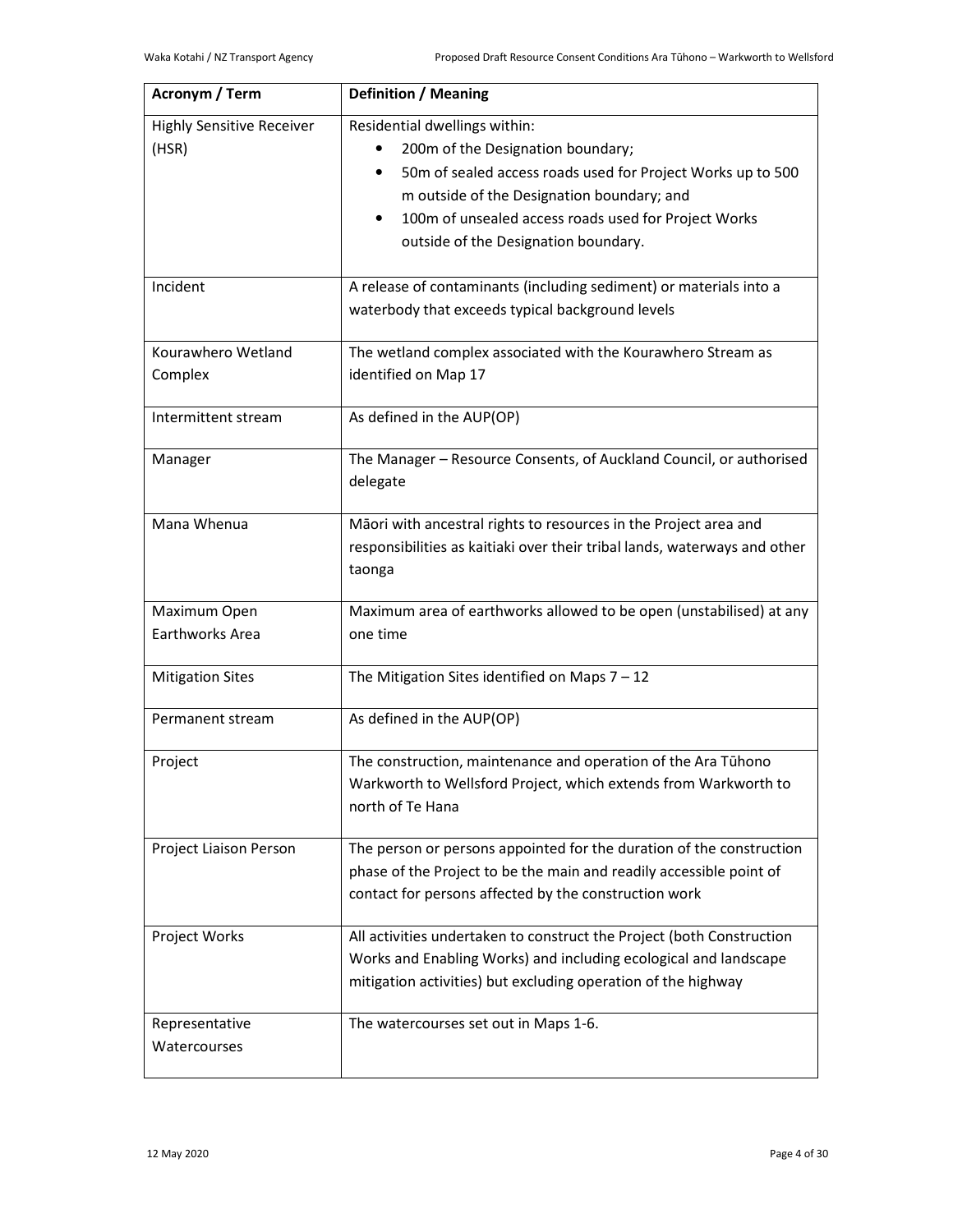| Acronym / Term | Definition / Meaning |
|---|---|
| Highly Sensitive Receiver (HSR) | Residential dwellings within:<br>• 200m of the Designation boundary;<br>• 50m of sealed access roads used for Project Works up to 500 m outside of the Designation boundary; and<br>• 100m of unsealed access roads used for Project Works outside of the Designation boundary. |
| Incident | A release of contaminants (including sediment) or materials into a waterbody that exceeds typical background levels |
| Kourawhero Wetland Complex | The wetland complex associated with the Kourawhero Stream as identified on Map 17 |
| Intermittent stream | As defined in the AUP(OP) |
| Manager | The Manager – Resource Consents, of Auckland Council, or authorised delegate |
| Mana Whenua | Māori with ancestral rights to resources in the Project area and responsibilities as kaitiaki over their tribal lands, waterways and other taonga |
| Maximum Open Earthworks Area | Maximum area of earthworks allowed to be open (unstabilised) at any one time |
| Mitigation Sites | The Mitigation Sites identified on Maps 7 – 12 |
| Permanent stream | As defined in the AUP(OP) |
| Project | The construction, maintenance and operation of the Ara Tūhono Warkworth to Wellsford Project, which extends from Warkworth to north of Te Hana |
| Project Liaison Person | The person or persons appointed for the duration of the construction phase of the Project to be the main and readily accessible point of contact for persons affected by the construction work |
| Project Works | All activities undertaken to construct the Project (both Construction Works and Enabling Works) and including ecological and landscape mitigation activities) but excluding operation of the highway |
| Representative Watercourses | The watercourses set out in Maps 1-6. |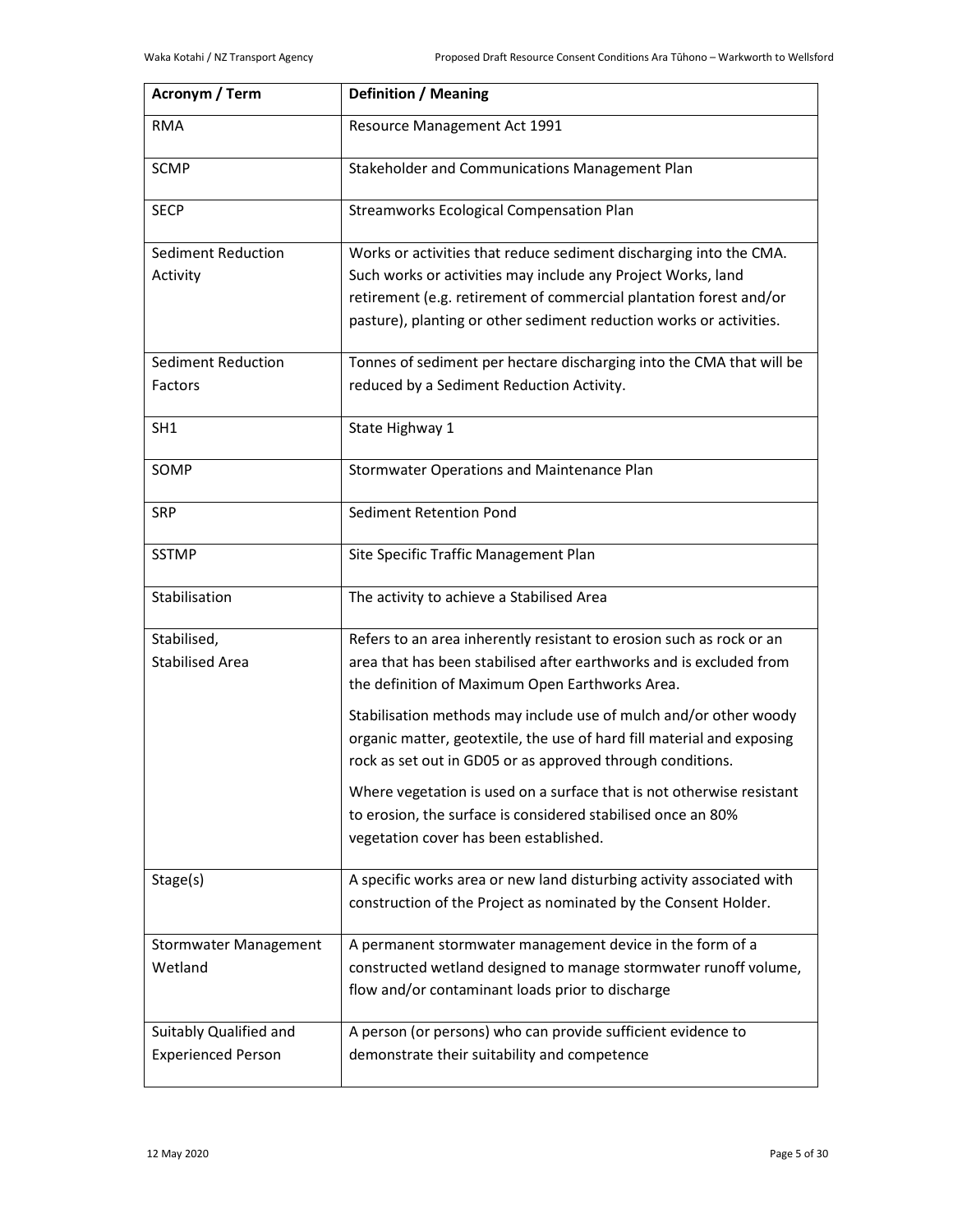| Acronym / Term | Definition / Meaning |
|---|---|
| RMA | Resource Management Act 1991 |
| SCMP | Stakeholder and Communications Management Plan |
| SECP | Streamworks Ecological Compensation Plan |
| Sediment Reduction Activity | Works or activities that reduce sediment discharging into the CMA. Such works or activities may include any Project Works, land retirement (e.g. retirement of commercial plantation forest and/or pasture), planting or other sediment reduction works or activities. |
| Sediment Reduction Factors | Tonnes of sediment per hectare discharging into the CMA that will be reduced by a Sediment Reduction Activity. |
| SH1 | State Highway 1 |
| SOMP | Stormwater Operations and Maintenance Plan |
| SRP | Sediment Retention Pond |
| SSTMP | Site Specific Traffic Management Plan |
| Stabilisation | The activity to achieve a Stabilised Area |
| Stabilised, Stabilised Area | Refers to an area inherently resistant to erosion such as rock or an area that has been stabilised after earthworks and is excluded from the definition of Maximum Open Earthworks Area.<br><br>Stabilisation methods may include use of mulch and/or other woody organic matter, geotextile, the use of hard fill material and exposing rock as set out in GD05 or as approved through conditions.<br><br>Where vegetation is used on a surface that is not otherwise resistant to erosion, the surface is considered stabilised once an 80% vegetation cover has been established. |
| Stage(s) | A specific works area or new land disturbing activity associated with construction of the Project as nominated by the Consent Holder. |
| Stormwater Management Wetland | A permanent stormwater management device in the form of a constructed wetland designed to manage stormwater runoff volume, flow and/or contaminant loads prior to discharge |
| Suitably Qualified and Experienced Person | A person (or persons) who can provide sufficient evidence to demonstrate their suitability and competence |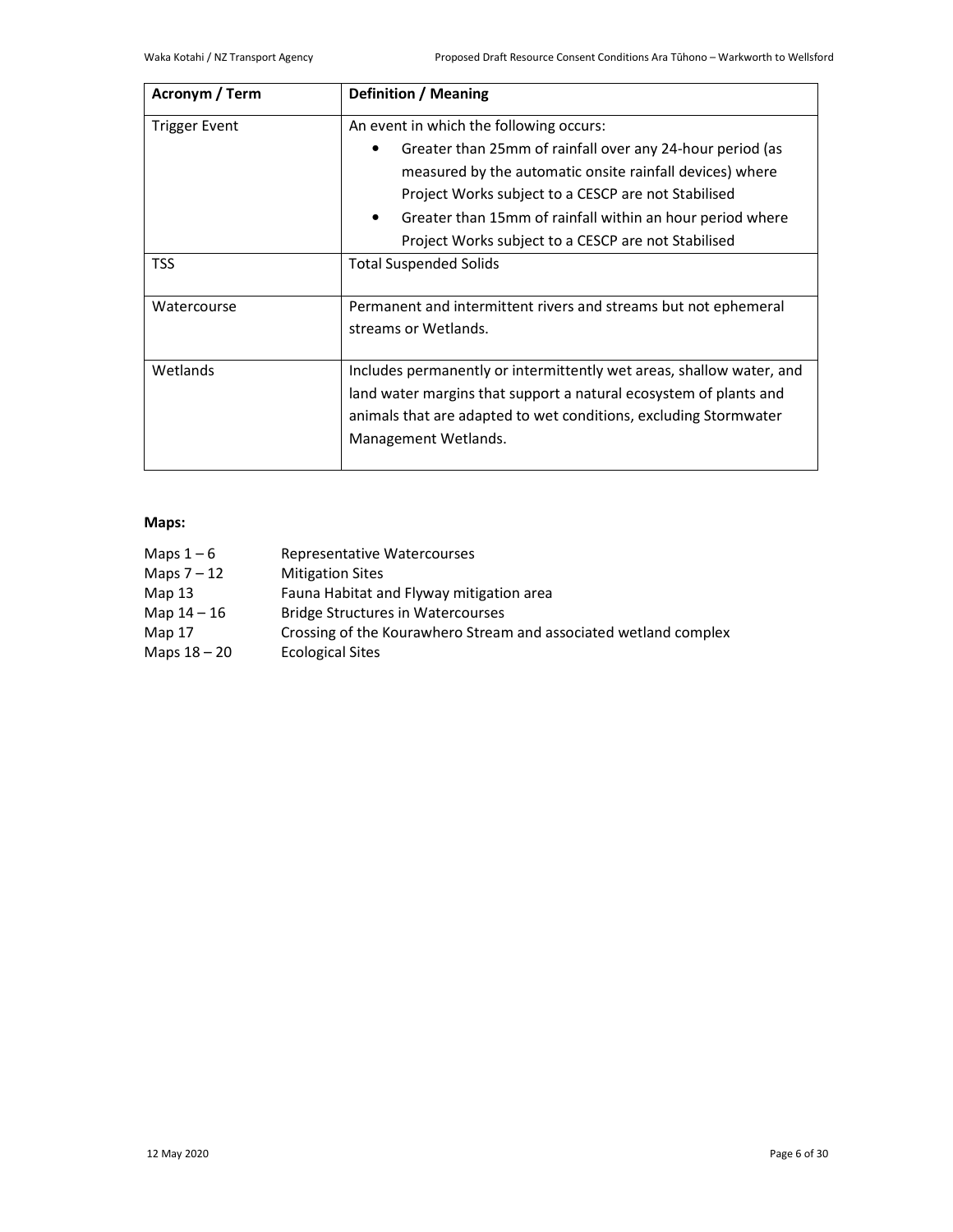| Acronym / Term | Definition / Meaning |
|---|---|
| Trigger Event | An event in which the following occurs:<br>• Greater than 25mm of rainfall over any 24-hour period (as measured by the automatic onsite rainfall devices) where Project Works subject to a CESCP are not Stabilised<br>• Greater than 15mm of rainfall within an hour period where Project Works subject to a CESCP are not Stabilised |
| TSS | Total Suspended Solids |
| Watercourse | Permanent and intermittent rivers and streams but not ephemeral streams or Wetlands. |
| Wetlands | Includes permanently or intermittently wet areas, shallow water, and land water margins that support a natural ecosystem of plants and animals that are adapted to wet conditions, excluding Stormwater Management Wetlands. |

**Maps:**

| | |
|---|---|
| Maps 1 – 6 | Representative Watercourses |
| Maps 7 – 12 | Mitigation Sites |
| Map 13 | Fauna Habitat and Flyway mitigation area |
| Map 14 – 16 | Bridge Structures in Watercourses |
| Map 17 | Crossing of the Kourawhero Stream and associated wetland complex |
| Maps 18 – 20 | Ecological Sites |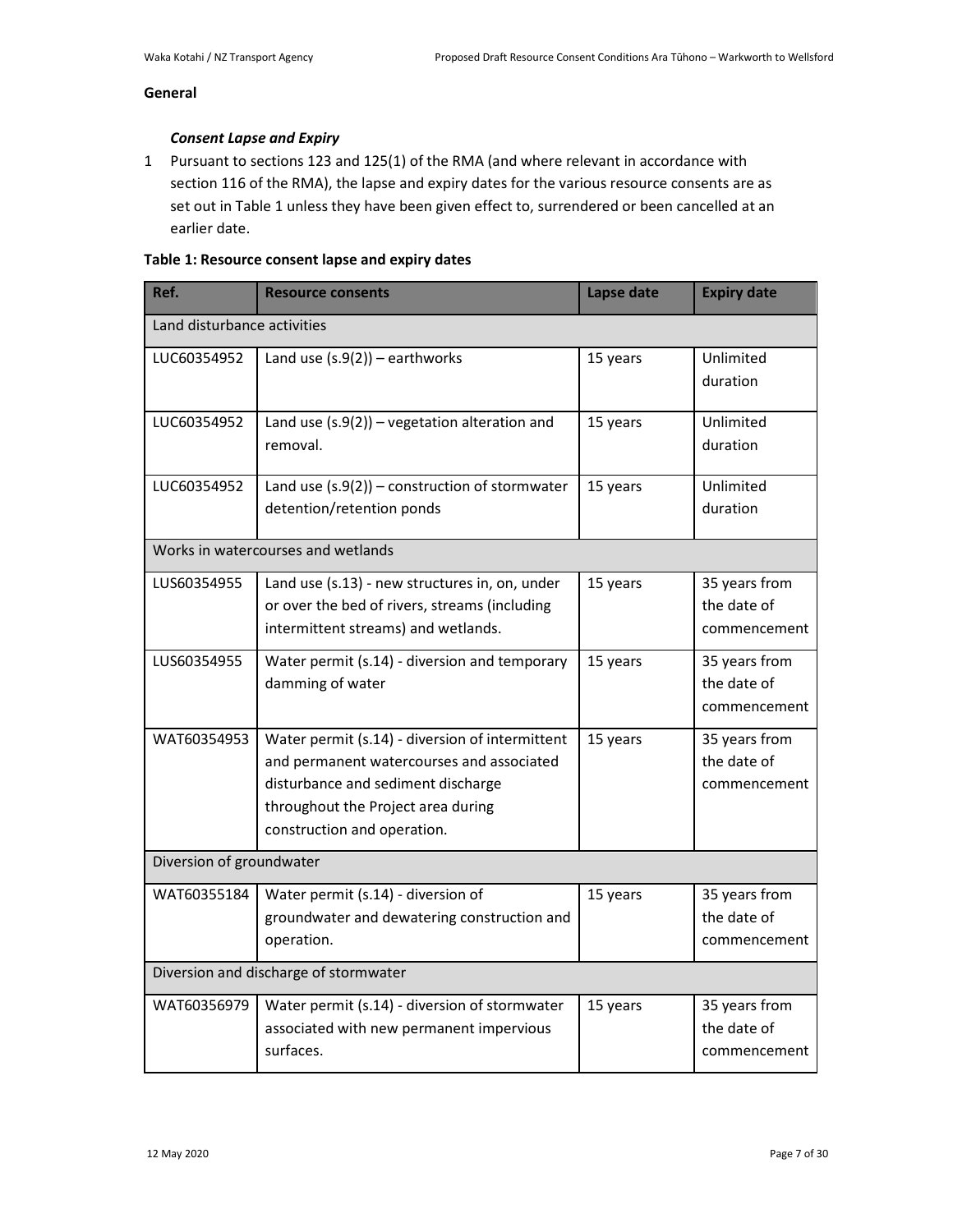## General

### *Consent Lapse and Expiry*

1 Pursuant to sections 123 and 125(1) of the RMA (and where relevant in accordance with section 116 of the RMA), the lapse and expiry dates for the various resource consents are as set out in Table 1 unless they have been given effect to, surrendered or been cancelled at an earlier date.

**Table 1: Resource consent lapse and expiry dates**

| Ref. | Resource consents | Lapse date | Expiry date |
|---|---|---|---|
| Land disturbance activities | | | |
| LUC60354952 | Land use (s.9(2)) – earthworks | 15 years | Unlimited duration |
| LUC60354952 | Land use (s.9(2)) – vegetation alteration and removal. | 15 years | Unlimited duration |
| LUC60354952 | Land use (s.9(2)) – construction of stormwater detention/retention ponds | 15 years | Unlimited duration |
| Works in watercourses and wetlands | | | |
| LUS60354955 | Land use (s.13) - new structures in, on, under or over the bed of rivers, streams (including intermittent streams) and wetlands. | 15 years | 35 years from the date of commencement |
| LUS60354955 | Water permit (s.14) - diversion and temporary damming of water | 15 years | 35 years from the date of commencement |
| WAT60354953 | Water permit (s.14) - diversion of intermittent and permanent watercourses and associated disturbance and sediment discharge throughout the Project area during construction and operation. | 15 years | 35 years from the date of commencement |
| Diversion of groundwater | | | |
| WAT60355184 | Water permit (s.14) - diversion of groundwater and dewatering construction and operation. | 15 years | 35 years from the date of commencement |
| Diversion and discharge of stormwater | | | |
| WAT60356979 | Water permit (s.14) - diversion of stormwater associated with new permanent impervious surfaces. | 15 years | 35 years from the date of commencement |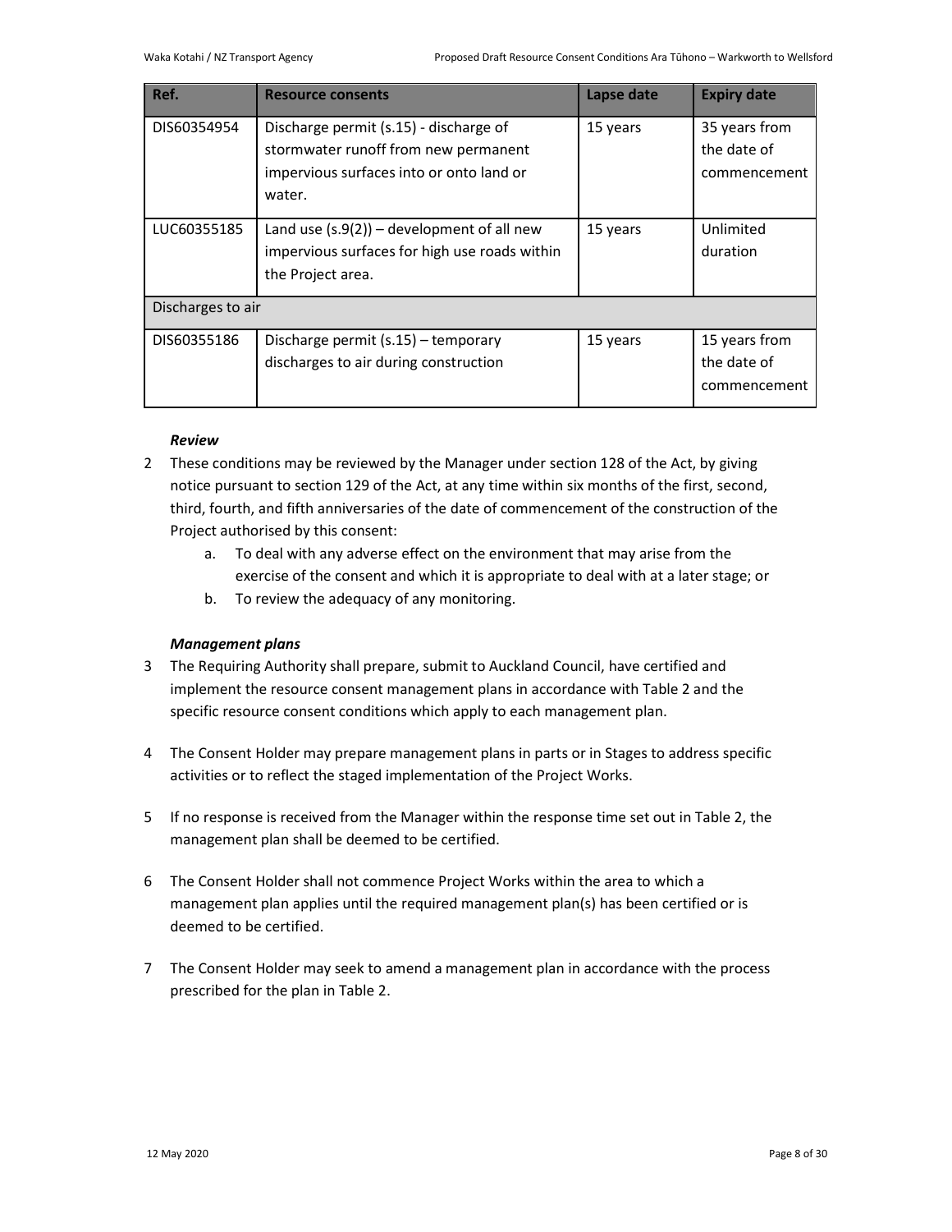| Ref. | Resource consents | Lapse date | Expiry date |
| --- | --- | --- | --- |
| DIS60354954 | Discharge permit (s.15) - discharge of stormwater runoff from new permanent impervious surfaces into or onto land or water. | 15 years | 35 years from the date of commencement |
| LUC60355185 | Land use (s.9(2)) – development of all new impervious surfaces for high use roads within the Project area. | 15 years | Unlimited duration |
| Discharges to air | | | |
| DIS60355186 | Discharge permit (s.15) – temporary discharges to air during construction | 15 years | 15 years from the date of commencement |

***Review***

2 These conditions may be reviewed by the Manager under section 128 of the Act, by giving notice pursuant to section 129 of the Act, at any time within six months of the first, second, third, fourth, and fifth anniversaries of the date of commencement of the construction of the Project authorised by this consent:

  a. To deal with any adverse effect on the environment that may arise from the exercise of the consent and which it is appropriate to deal with at a later stage; or
  b. To review the adequacy of any monitoring.

***Management plans***

3 The Requiring Authority shall prepare, submit to Auckland Council, have certified and implement the resource consent management plans in accordance with Table 2 and the specific resource consent conditions which apply to each management plan.

4 The Consent Holder may prepare management plans in parts or in Stages to address specific activities or to reflect the staged implementation of the Project Works.

5 If no response is received from the Manager within the response time set out in Table 2, the management plan shall be deemed to be certified.

6 The Consent Holder shall not commence Project Works within the area to which a management plan applies until the required management plan(s) has been certified or is deemed to be certified.

7 The Consent Holder may seek to amend a management plan in accordance with the process prescribed for the plan in Table 2.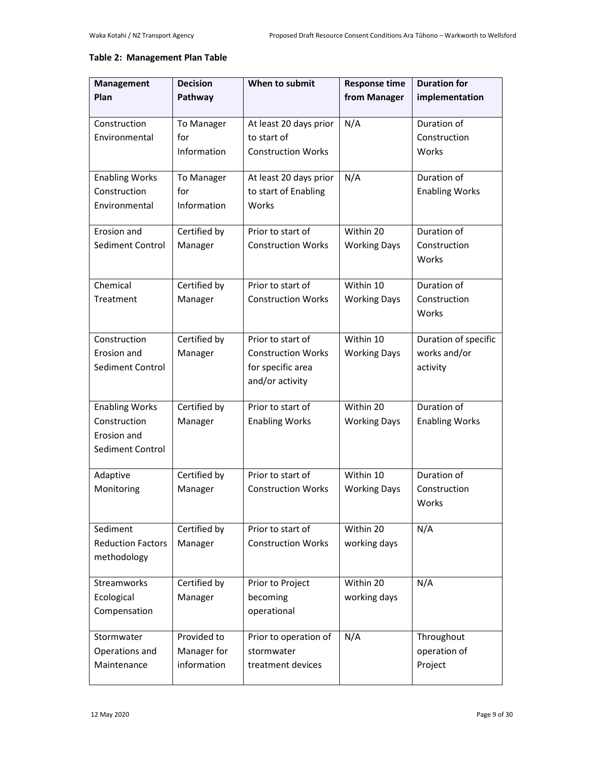**Table 2: Management Plan Table**

| Management Plan | Decision Pathway | When to submit | Response time from Manager | Duration for implementation |
|---|---|---|---|---|
| Construction Environmental | To Manager for Information | At least 20 days prior to start of Construction Works | N/A | Duration of Construction Works |
| Enabling Works Construction Environmental | To Manager for Information | At least 20 days prior to start of Enabling Works | N/A | Duration of Enabling Works |
| Erosion and Sediment Control | Certified by Manager | Prior to start of Construction Works | Within 20 Working Days | Duration of Construction Works |
| Chemical Treatment | Certified by Manager | Prior to start of Construction Works | Within 10 Working Days | Duration of Construction Works |
| Construction Erosion and Sediment Control | Certified by Manager | Prior to start of Construction Works for specific area and/or activity | Within 10 Working Days | Duration of specific works and/or activity |
| Enabling Works Construction Erosion and Sediment Control | Certified by Manager | Prior to start of Enabling Works | Within 20 Working Days | Duration of Enabling Works |
| Adaptive Monitoring | Certified by Manager | Prior to start of Construction Works | Within 10 Working Days | Duration of Construction Works |
| Sediment Reduction Factors methodology | Certified by Manager | Prior to start of Construction Works | Within 20 working days | N/A |
| Streamworks Ecological Compensation | Certified by Manager | Prior to Project becoming operational | Within 20 working days | N/A |
| Stormwater Operations and Maintenance | Provided to Manager for information | Prior to operation of stormwater treatment devices | N/A | Throughout operation of Project |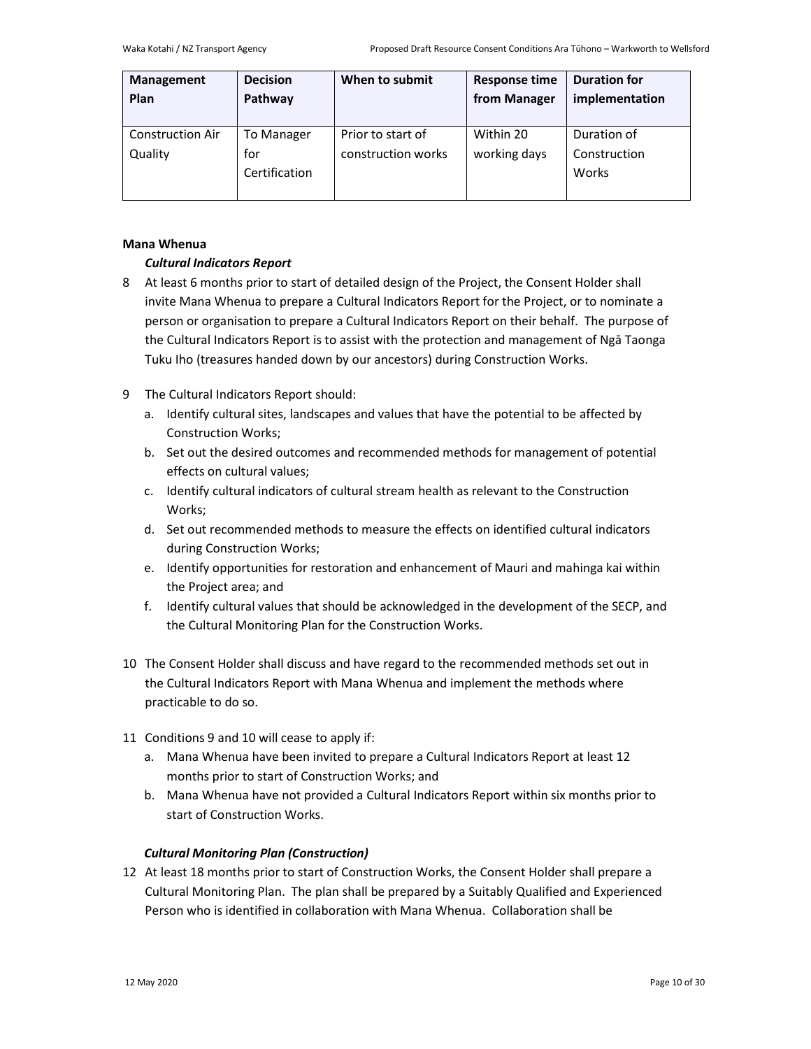| Management Plan | Decision Pathway | When to submit | Response time from Manager | Duration for implementation |
|---|---|---|---|---|
| Construction Air Quality | To Manager for Certification | Prior to start of construction works | Within 20 working days | Duration of Construction Works |

**Mana Whenua**

***Cultural Indicators Report***

8 At least 6 months prior to start of detailed design of the Project, the Consent Holder shall invite Mana Whenua to prepare a Cultural Indicators Report for the Project, or to nominate a person or organisation to prepare a Cultural Indicators Report on their behalf. The purpose of the Cultural Indicators Report is to assist with the protection and management of Ngā Taonga Tuku Iho (treasures handed down by our ancestors) during Construction Works.

9 The Cultural Indicators Report should:

   a. Identify cultural sites, landscapes and values that have the potential to be affected by Construction Works;
   b. Set out the desired outcomes and recommended methods for management of potential effects on cultural values;
   c. Identify cultural indicators of cultural stream health as relevant to the Construction Works;
   d. Set out recommended methods to measure the effects on identified cultural indicators during Construction Works;
   e. Identify opportunities for restoration and enhancement of Mauri and mahinga kai within the Project area; and
   f. Identify cultural values that should be acknowledged in the development of the SECP, and the Cultural Monitoring Plan for the Construction Works.

10 The Consent Holder shall discuss and have regard to the recommended methods set out in the Cultural Indicators Report with Mana Whenua and implement the methods where practicable to do so.

11 Conditions 9 and 10 will cease to apply if:

   a. Mana Whenua have been invited to prepare a Cultural Indicators Report at least 12 months prior to start of Construction Works; and
   b. Mana Whenua have not provided a Cultural Indicators Report within six months prior to start of Construction Works.

***Cultural Monitoring Plan (Construction)***

12 At least 18 months prior to start of Construction Works, the Consent Holder shall prepare a Cultural Monitoring Plan. The plan shall be prepared by a Suitably Qualified and Experienced Person who is identified in collaboration with Mana Whenua. Collaboration shall be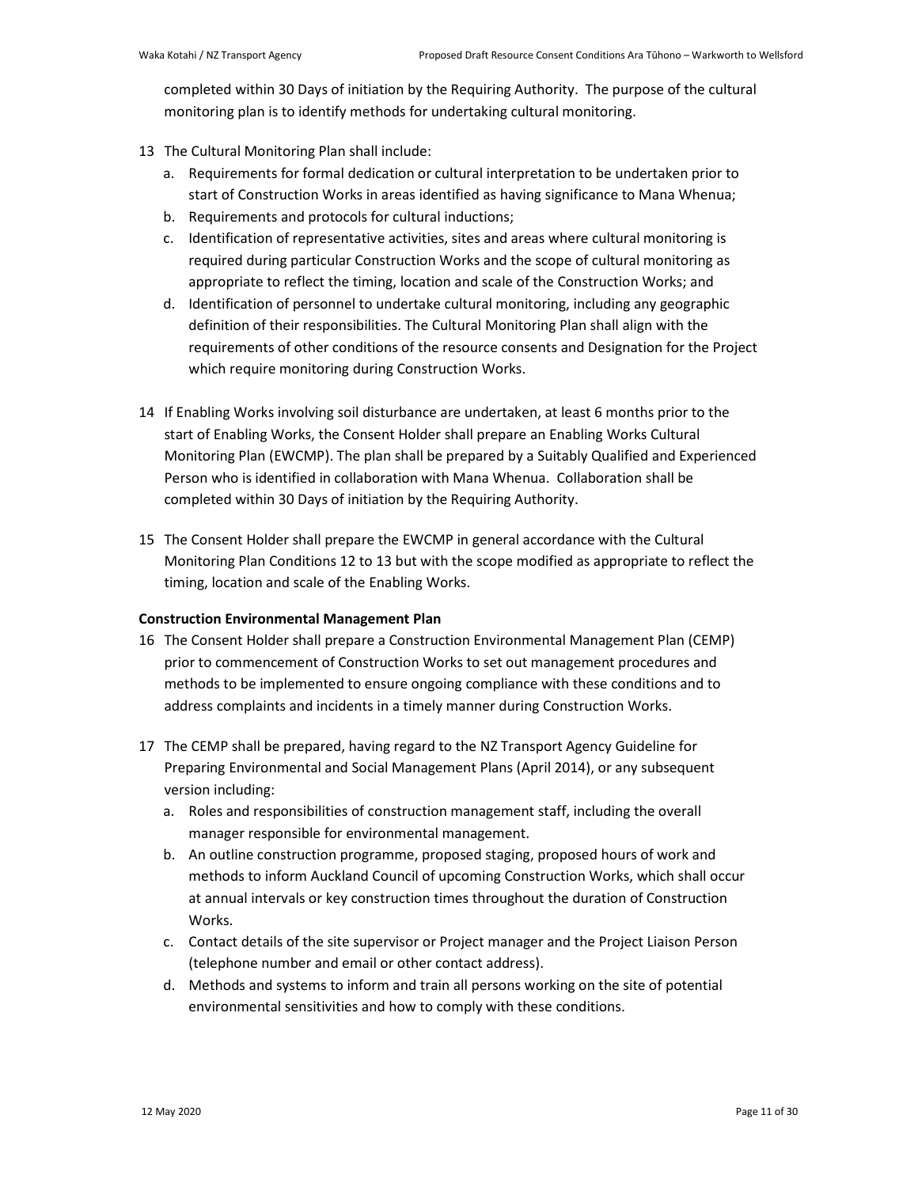completed within 30 Days of initiation by the Requiring Authority. The purpose of the cultural monitoring plan is to identify methods for undertaking cultural monitoring.

13 The Cultural Monitoring Plan shall include:

   a. Requirements for formal dedication or cultural interpretation to be undertaken prior to start of Construction Works in areas identified as having significance to Mana Whenua;
   b. Requirements and protocols for cultural inductions;
   c. Identification of representative activities, sites and areas where cultural monitoring is required during particular Construction Works and the scope of cultural monitoring as appropriate to reflect the timing, location and scale of the Construction Works; and
   d. Identification of personnel to undertake cultural monitoring, including any geographic definition of their responsibilities. The Cultural Monitoring Plan shall align with the requirements of other conditions of the resource consents and Designation for the Project which require monitoring during Construction Works.

14 If Enabling Works involving soil disturbance are undertaken, at least 6 months prior to the start of Enabling Works, the Consent Holder shall prepare an Enabling Works Cultural Monitoring Plan (EWCMP). The plan shall be prepared by a Suitably Qualified and Experienced Person who is identified in collaboration with Mana Whenua. Collaboration shall be completed within 30 Days of initiation by the Requiring Authority.

15 The Consent Holder shall prepare the EWCMP in general accordance with the Cultural Monitoring Plan Conditions 12 to 13 but with the scope modified as appropriate to reflect the timing, location and scale of the Enabling Works.

**Construction Environmental Management Plan**

16 The Consent Holder shall prepare a Construction Environmental Management Plan (CEMP) prior to commencement of Construction Works to set out management procedures and methods to be implemented to ensure ongoing compliance with these conditions and to address complaints and incidents in a timely manner during Construction Works.

17 The CEMP shall be prepared, having regard to the NZ Transport Agency Guideline for Preparing Environmental and Social Management Plans (April 2014), or any subsequent version including:

   a. Roles and responsibilities of construction management staff, including the overall manager responsible for environmental management.
   b. An outline construction programme, proposed staging, proposed hours of work and methods to inform Auckland Council of upcoming Construction Works, which shall occur at annual intervals or key construction times throughout the duration of Construction Works.
   c. Contact details of the site supervisor or Project manager and the Project Liaison Person (telephone number and email or other contact address).
   d. Methods and systems to inform and train all persons working on the site of potential environmental sensitivities and how to comply with these conditions.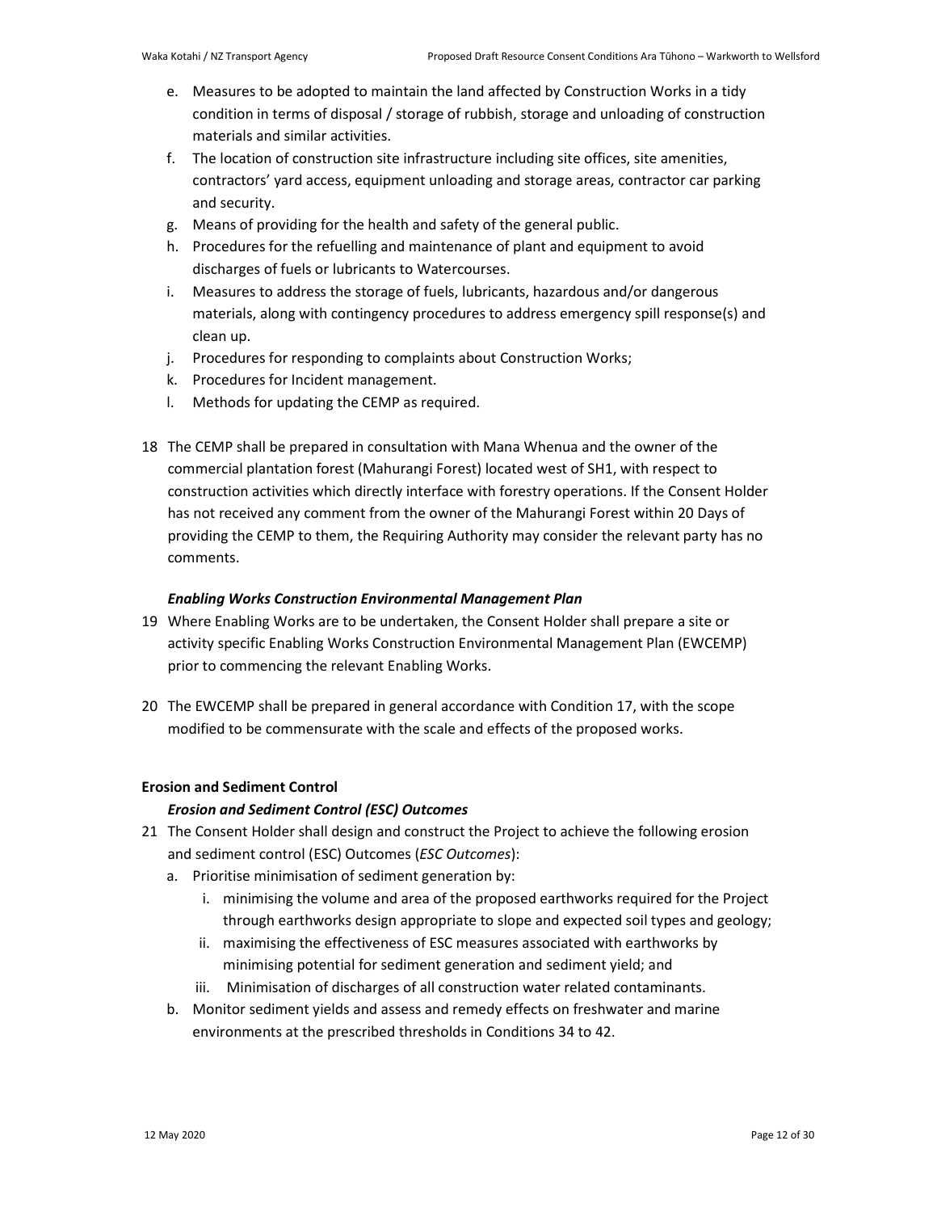e. Measures to be adopted to maintain the land affected by Construction Works in a tidy condition in terms of disposal / storage of rubbish, storage and unloading of construction materials and similar activities.
f. The location of construction site infrastructure including site offices, site amenities, contractors' yard access, equipment unloading and storage areas, contractor car parking and security.
g. Means of providing for the health and safety of the general public.
h. Procedures for the refuelling and maintenance of plant and equipment to avoid discharges of fuels or lubricants to Watercourses.
i. Measures to address the storage of fuels, lubricants, hazardous and/or dangerous materials, along with contingency procedures to address emergency spill response(s) and clean up.
j. Procedures for responding to complaints about Construction Works;
k. Procedures for Incident management.
l. Methods for updating the CEMP as required.

18 The CEMP shall be prepared in consultation with Mana Whenua and the owner of the commercial plantation forest (Mahurangi Forest) located west of SH1, with respect to construction activities which directly interface with forestry operations. If the Consent Holder has not received any comment from the owner of the Mahurangi Forest within 20 Days of providing the CEMP to them, the Requiring Authority may consider the relevant party has no comments.

***Enabling Works Construction Environmental Management Plan***

19 Where Enabling Works are to be undertaken, the Consent Holder shall prepare a site or activity specific Enabling Works Construction Environmental Management Plan (EWCEMP) prior to commencing the relevant Enabling Works.

20 The EWCEMP shall be prepared in general accordance with Condition 17, with the scope modified to be commensurate with the scale and effects of the proposed works.

**Erosion and Sediment Control**

***Erosion and Sediment Control (ESC) Outcomes***

21 The Consent Holder shall design and construct the Project to achieve the following erosion and sediment control (ESC) Outcomes (*ESC Outcomes*):
   a. Prioritise minimisation of sediment generation by:
      i. minimising the volume and area of the proposed earthworks required for the Project through earthworks design appropriate to slope and expected soil types and geology;
      ii. maximising the effectiveness of ESC measures associated with earthworks by minimising potential for sediment generation and sediment yield; and
      iii. Minimisation of discharges of all construction water related contaminants.
   b. Monitor sediment yields and assess and remedy effects on freshwater and marine environments at the prescribed thresholds in Conditions 34 to 42.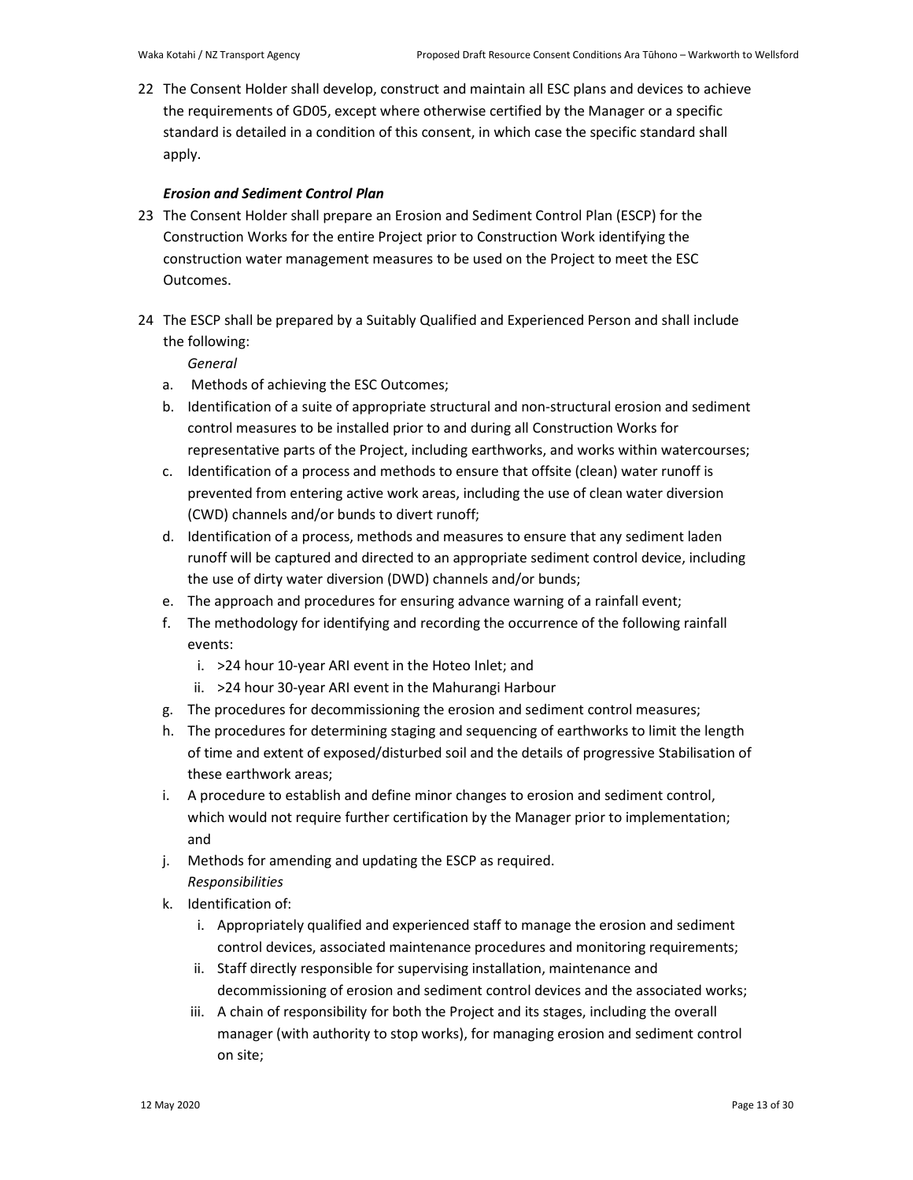22 The Consent Holder shall develop, construct and maintain all ESC plans and devices to achieve the requirements of GD05, except where otherwise certified by the Manager or a specific standard is detailed in a condition of this consent, in which case the specific standard shall apply.

***Erosion and Sediment Control Plan***

23 The Consent Holder shall prepare an Erosion and Sediment Control Plan (ESCP) for the Construction Works for the entire Project prior to Construction Work identifying the construction water management measures to be used on the Project to meet the ESC Outcomes.

24 The ESCP shall be prepared by a Suitably Qualified and Experienced Person and shall include the following:

*General*

a. Methods of achieving the ESC Outcomes;
b. Identification of a suite of appropriate structural and non-structural erosion and sediment control measures to be installed prior to and during all Construction Works for representative parts of the Project, including earthworks, and works within watercourses;
c. Identification of a process and methods to ensure that offsite (clean) water runoff is prevented from entering active work areas, including the use of clean water diversion (CWD) channels and/or bunds to divert runoff;
d. Identification of a process, methods and measures to ensure that any sediment laden runoff will be captured and directed to an appropriate sediment control device, including the use of dirty water diversion (DWD) channels and/or bunds;
e. The approach and procedures for ensuring advance warning of a rainfall event;
f. The methodology for identifying and recording the occurrence of the following rainfall events:
   i. >24 hour 10-year ARI event in the Hoteo Inlet; and
   ii. >24 hour 30-year ARI event in the Mahurangi Harbour
g. The procedures for decommissioning the erosion and sediment control measures;
h. The procedures for determining staging and sequencing of earthworks to limit the length of time and extent of exposed/disturbed soil and the details of progressive Stabilisation of these earthwork areas;
i. A procedure to establish and define minor changes to erosion and sediment control, which would not require further certification by the Manager prior to implementation; and
j. Methods for amending and updating the ESCP as required.

*Responsibilities*

k. Identification of:
   i. Appropriately qualified and experienced staff to manage the erosion and sediment control devices, associated maintenance procedures and monitoring requirements;
   ii. Staff directly responsible for supervising installation, maintenance and decommissioning of erosion and sediment control devices and the associated works;
   iii. A chain of responsibility for both the Project and its stages, including the overall manager (with authority to stop works), for managing erosion and sediment control on site;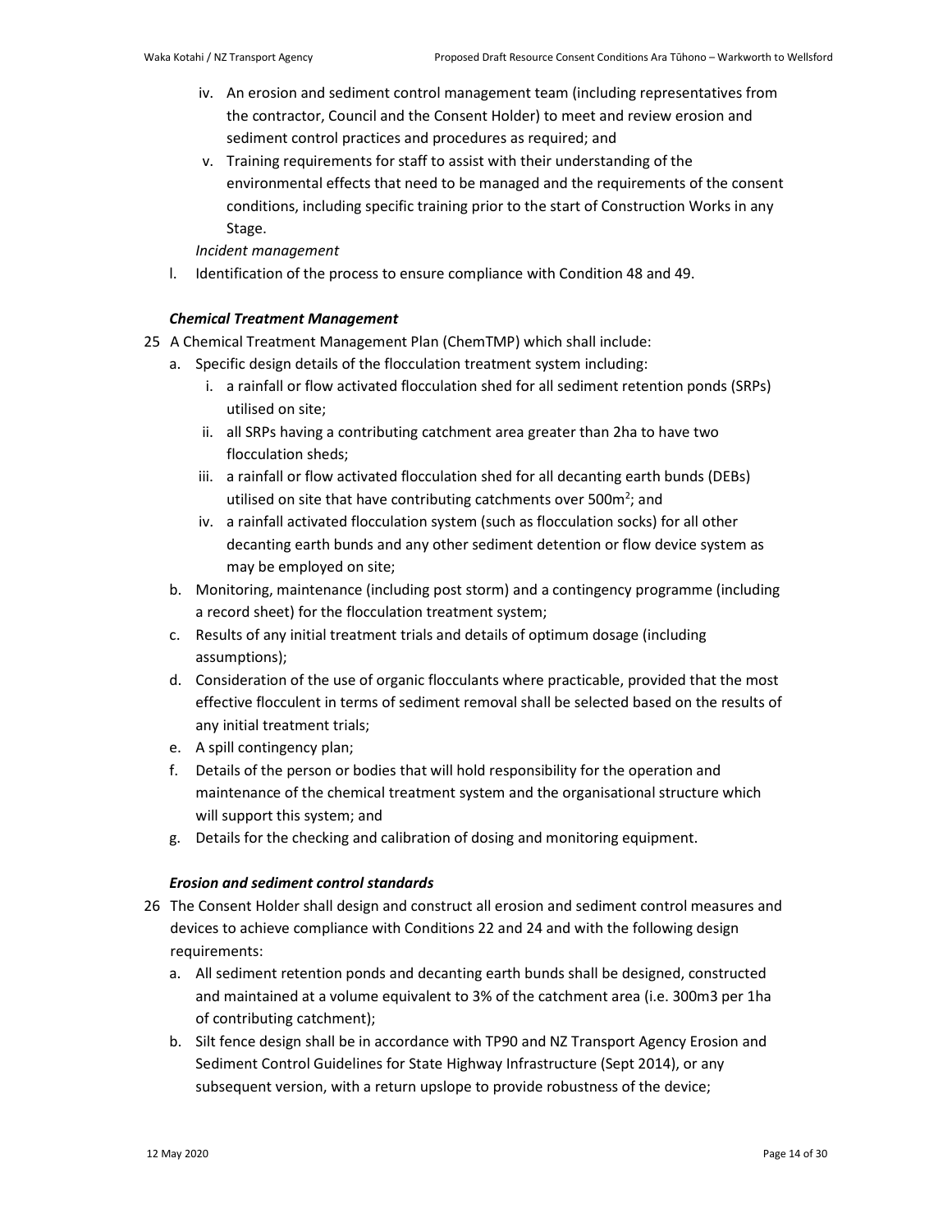iv. An erosion and sediment control management team (including representatives from the contractor, Council and the Consent Holder) to meet and review erosion and sediment control practices and procedures as required; and
   v. Training requirements for staff to assist with their understanding of the environmental effects that need to be managed and the requirements of the consent conditions, including specific training prior to the start of Construction Works in any Stage.

*Incident management*

l. Identification of the process to ensure compliance with Condition 48 and 49.

***Chemical Treatment Management***

25 A Chemical Treatment Management Plan (ChemTMP) which shall include:

   a. Specific design details of the flocculation treatment system including:
      i. a rainfall or flow activated flocculation shed for all sediment retention ponds (SRPs) utilised on site;
      ii. all SRPs having a contributing catchment area greater than 2ha to have two flocculation sheds;
      iii. a rainfall or flow activated flocculation shed for all decanting earth bunds (DEBs) utilised on site that have contributing catchments over 500m$^2$; and
      iv. a rainfall activated flocculation system (such as flocculation socks) for all other decanting earth bunds and any other sediment detention or flow device system as may be employed on site;
   b. Monitoring, maintenance (including post storm) and a contingency programme (including a record sheet) for the flocculation treatment system;
   c. Results of any initial treatment trials and details of optimum dosage (including assumptions);
   d. Consideration of the use of organic flocculants where practicable, provided that the most effective flocculent in terms of sediment removal shall be selected based on the results of any initial treatment trials;
   e. A spill contingency plan;
   f. Details of the person or bodies that will hold responsibility for the operation and maintenance of the chemical treatment system and the organisational structure which will support this system; and
   g. Details for the checking and calibration of dosing and monitoring equipment.

***Erosion and sediment control standards***

26 The Consent Holder shall design and construct all erosion and sediment control measures and devices to achieve compliance with Conditions 22 and 24 and with the following design requirements:

   a. All sediment retention ponds and decanting earth bunds shall be designed, constructed and maintained at a volume equivalent to 3% of the catchment area (i.e. 300m3 per 1ha of contributing catchment);
   b. Silt fence design shall be in accordance with TP90 and NZ Transport Agency Erosion and Sediment Control Guidelines for State Highway Infrastructure (Sept 2014), or any subsequent version, with a return upslope to provide robustness of the device;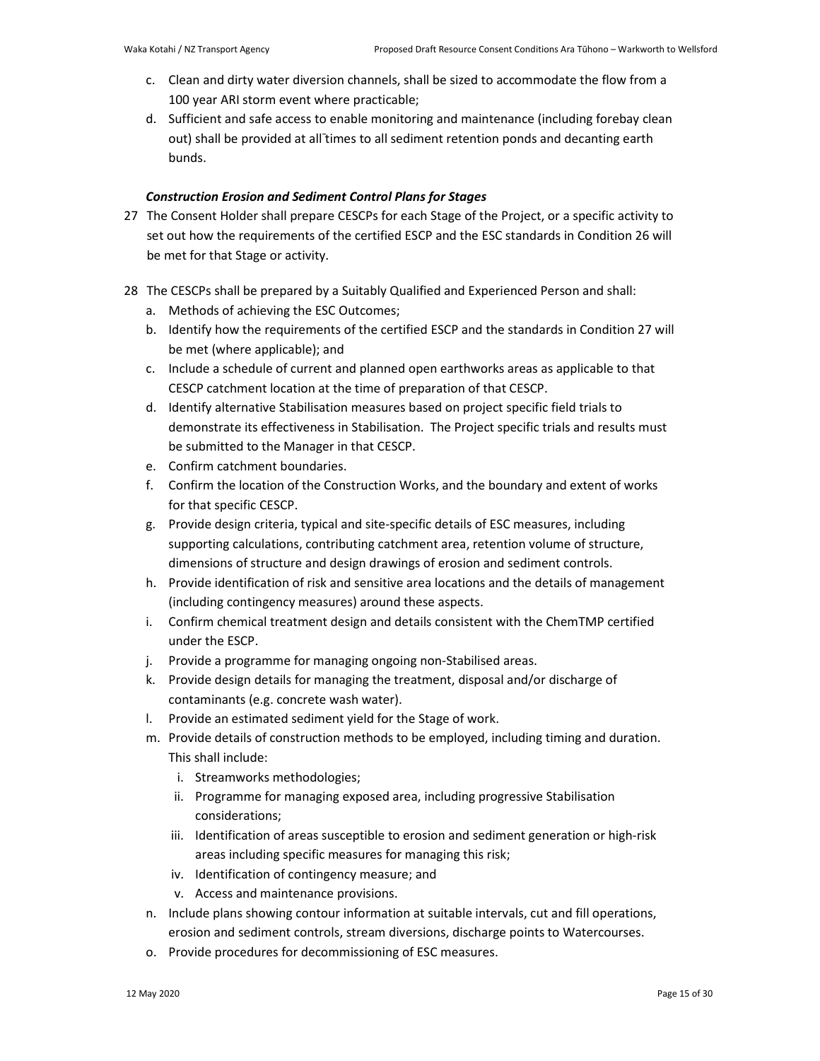c. Clean and dirty water diversion channels, shall be sized to accommodate the flow from a 100 year ARI storm event where practicable;

d. Sufficient and safe access to enable monitoring and maintenance (including forebay clean out) shall be provided at all times to all sediment retention ponds and decanting earth bunds.

***Construction Erosion and Sediment Control Plans for Stages***

27 The Consent Holder shall prepare CESCPs for each Stage of the Project, or a specific activity to set out how the requirements of the certified ESCP and the ESC standards in Condition 26 will be met for that Stage or activity.

28 The CESCPs shall be prepared by a Suitably Qualified and Experienced Person and shall:

a. Methods of achieving the ESC Outcomes;
b. Identify how the requirements of the certified ESCP and the standards in Condition 27 will be met (where applicable); and
c. Include a schedule of current and planned open earthworks areas as applicable to that CESCP catchment location at the time of preparation of that CESCP.
d. Identify alternative Stabilisation measures based on project specific field trials to demonstrate its effectiveness in Stabilisation. The Project specific trials and results must be submitted to the Manager in that CESCP.
e. Confirm catchment boundaries.
f. Confirm the location of the Construction Works, and the boundary and extent of works for that specific CESCP.
g. Provide design criteria, typical and site-specific details of ESC measures, including supporting calculations, contributing catchment area, retention volume of structure, dimensions of structure and design drawings of erosion and sediment controls.
h. Provide identification of risk and sensitive area locations and the details of management (including contingency measures) around these aspects.
i. Confirm chemical treatment design and details consistent with the ChemTMP certified under the ESCP.
j. Provide a programme for managing ongoing non-Stabilised areas.
k. Provide design details for managing the treatment, disposal and/or discharge of contaminants (e.g. concrete wash water).
l. Provide an estimated sediment yield for the Stage of work.
m. Provide details of construction methods to be employed, including timing and duration. This shall include:
   i. Streamworks methodologies;
   ii. Programme for managing exposed area, including progressive Stabilisation considerations;
   iii. Identification of areas susceptible to erosion and sediment generation or high-risk areas including specific measures for managing this risk;
   iv. Identification of contingency measure; and
   v. Access and maintenance provisions.
n. Include plans showing contour information at suitable intervals, cut and fill operations, erosion and sediment controls, stream diversions, discharge points to Watercourses.
o. Provide procedures for decommissioning of ESC measures.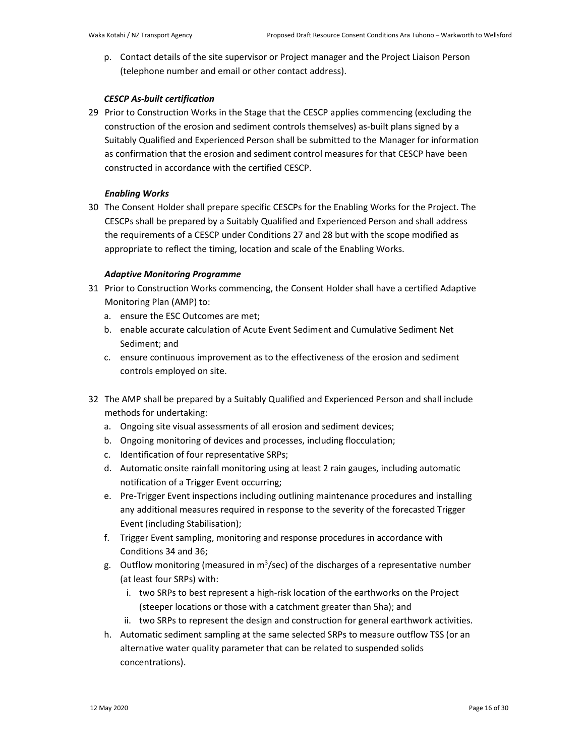p. Contact details of the site supervisor or Project manager and the Project Liaison Person (telephone number and email or other contact address).

***CESCP As-built certification***

29 Prior to Construction Works in the Stage that the CESCP applies commencing (excluding the construction of the erosion and sediment controls themselves) as-built plans signed by a Suitably Qualified and Experienced Person shall be submitted to the Manager for information as confirmation that the erosion and sediment control measures for that CESCP have been constructed in accordance with the certified CESCP.

***Enabling Works***

30 The Consent Holder shall prepare specific CESCPs for the Enabling Works for the Project. The CESCPs shall be prepared by a Suitably Qualified and Experienced Person and shall address the requirements of a CESCP under Conditions 27 and 28 but with the scope modified as appropriate to reflect the timing, location and scale of the Enabling Works.

***Adaptive Monitoring Programme***

31 Prior to Construction Works commencing, the Consent Holder shall have a certified Adaptive Monitoring Plan (AMP) to:

   a. ensure the ESC Outcomes are met;
   b. enable accurate calculation of Acute Event Sediment and Cumulative Sediment Net Sediment; and
   c. ensure continuous improvement as to the effectiveness of the erosion and sediment controls employed on site.

32 The AMP shall be prepared by a Suitably Qualified and Experienced Person and shall include methods for undertaking:

   a. Ongoing site visual assessments of all erosion and sediment devices;
   b. Ongoing monitoring of devices and processes, including flocculation;
   c. Identification of four representative SRPs;
   d. Automatic onsite rainfall monitoring using at least 2 rain gauges, including automatic notification of a Trigger Event occurring;
   e. Pre-Trigger Event inspections including outlining maintenance procedures and installing any additional measures required in response to the severity of the forecasted Trigger Event (including Stabilisation);
   f. Trigger Event sampling, monitoring and response procedures in accordance with Conditions 34 and 36;
   g. Outflow monitoring (measured in $m^3$/sec) of the discharges of a representative number (at least four SRPs) with:
      i. two SRPs to best represent a high-risk location of the earthworks on the Project (steeper locations or those with a catchment greater than 5ha); and
      ii. two SRPs to represent the design and construction for general earthwork activities.
   h. Automatic sediment sampling at the same selected SRPs to measure outflow TSS (or an alternative water quality parameter that can be related to suspended solids concentrations).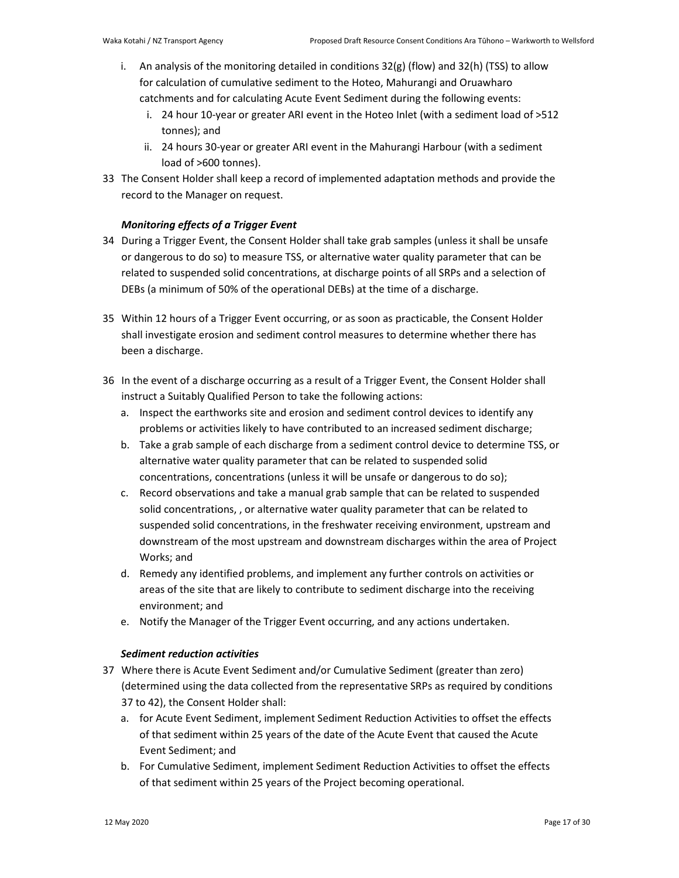i. An analysis of the monitoring detailed in conditions 32(g) (flow) and 32(h) (TSS) to allow for calculation of cumulative sediment to the Hoteo, Mahurangi and Oruawharo catchments and for calculating Acute Event Sediment during the following events:
    i. 24 hour 10-year or greater ARI event in the Hoteo Inlet (with a sediment load of >512 tonnes); and
    ii. 24 hours 30-year or greater ARI event in the Mahurangi Harbour (with a sediment load of >600 tonnes).

33 The Consent Holder shall keep a record of implemented adaptation methods and provide the record to the Manager on request.

***Monitoring effects of a Trigger Event***

34 During a Trigger Event, the Consent Holder shall take grab samples (unless it shall be unsafe or dangerous to do so) to measure TSS, or alternative water quality parameter that can be related to suspended solid concentrations, at discharge points of all SRPs and a selection of DEBs (a minimum of 50% of the operational DEBs) at the time of a discharge.

35 Within 12 hours of a Trigger Event occurring, or as soon as practicable, the Consent Holder shall investigate erosion and sediment control measures to determine whether there has been a discharge.

36 In the event of a discharge occurring as a result of a Trigger Event, the Consent Holder shall instruct a Suitably Qualified Person to take the following actions:
  a. Inspect the earthworks site and erosion and sediment control devices to identify any problems or activities likely to have contributed to an increased sediment discharge;
  b. Take a grab sample of each discharge from a sediment control device to determine TSS, or alternative water quality parameter that can be related to suspended solid concentrations, concentrations (unless it will be unsafe or dangerous to do so);
  c. Record observations and take a manual grab sample that can be related to suspended solid concentrations, , or alternative water quality parameter that can be related to suspended solid concentrations, in the freshwater receiving environment, upstream and downstream of the most upstream and downstream discharges within the area of Project Works; and
  d. Remedy any identified problems, and implement any further controls on activities or areas of the site that are likely to contribute to sediment discharge into the receiving environment; and
  e. Notify the Manager of the Trigger Event occurring, and any actions undertaken.

***Sediment reduction activities***

37 Where there is Acute Event Sediment and/or Cumulative Sediment (greater than zero) (determined using the data collected from the representative SRPs as required by conditions 37 to 42), the Consent Holder shall:
  a. for Acute Event Sediment, implement Sediment Reduction Activities to offset the effects of that sediment within 25 years of the date of the Acute Event that caused the Acute Event Sediment; and
  b. For Cumulative Sediment, implement Sediment Reduction Activities to offset the effects of that sediment within 25 years of the Project becoming operational.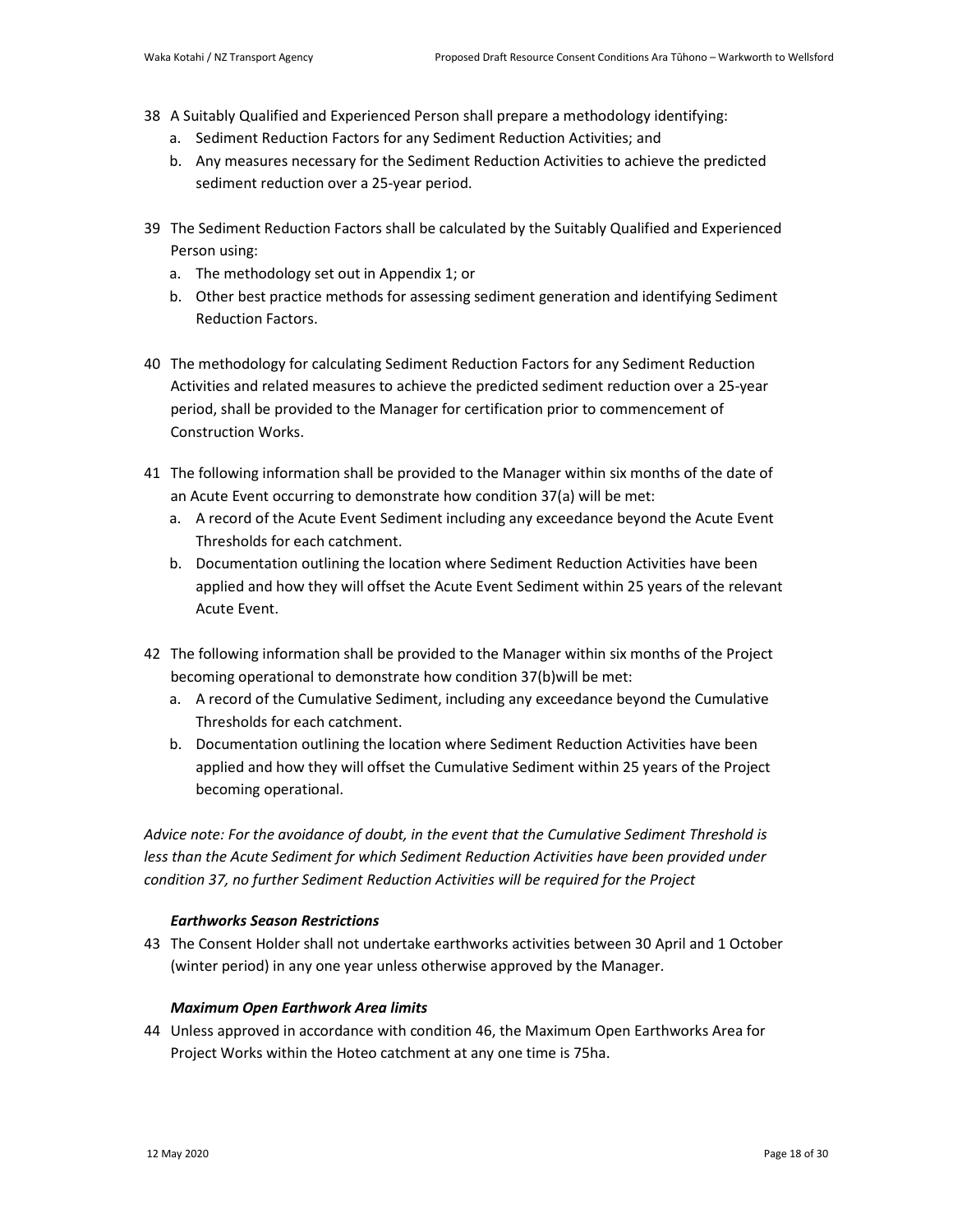38 A Suitably Qualified and Experienced Person shall prepare a methodology identifying:
   a. Sediment Reduction Factors for any Sediment Reduction Activities; and
   b. Any measures necessary for the Sediment Reduction Activities to achieve the predicted sediment reduction over a 25-year period.

39 The Sediment Reduction Factors shall be calculated by the Suitably Qualified and Experienced Person using:
   a. The methodology set out in Appendix 1; or
   b. Other best practice methods for assessing sediment generation and identifying Sediment Reduction Factors.

40 The methodology for calculating Sediment Reduction Factors for any Sediment Reduction Activities and related measures to achieve the predicted sediment reduction over a 25-year period, shall be provided to the Manager for certification prior to commencement of Construction Works.

41 The following information shall be provided to the Manager within six months of the date of an Acute Event occurring to demonstrate how condition 37(a) will be met:
   a. A record of the Acute Event Sediment including any exceedance beyond the Acute Event Thresholds for each catchment.
   b. Documentation outlining the location where Sediment Reduction Activities have been applied and how they will offset the Acute Event Sediment within 25 years of the relevant Acute Event.

42 The following information shall be provided to the Manager within six months of the Project becoming operational to demonstrate how condition 37(b)will be met:
   a. A record of the Cumulative Sediment, including any exceedance beyond the Cumulative Thresholds for each catchment.
   b. Documentation outlining the location where Sediment Reduction Activities have been applied and how they will offset the Cumulative Sediment within 25 years of the Project becoming operational.

*Advice note: For the avoidance of doubt, in the event that the Cumulative Sediment Threshold is less than the Acute Sediment for which Sediment Reduction Activities have been provided under condition 37, no further Sediment Reduction Activities will be required for the Project*

***Earthworks Season Restrictions***

43 The Consent Holder shall not undertake earthworks activities between 30 April and 1 October (winter period) in any one year unless otherwise approved by the Manager.

***Maximum Open Earthwork Area limits***

44 Unless approved in accordance with condition 46, the Maximum Open Earthworks Area for Project Works within the Hoteo catchment at any one time is 75ha.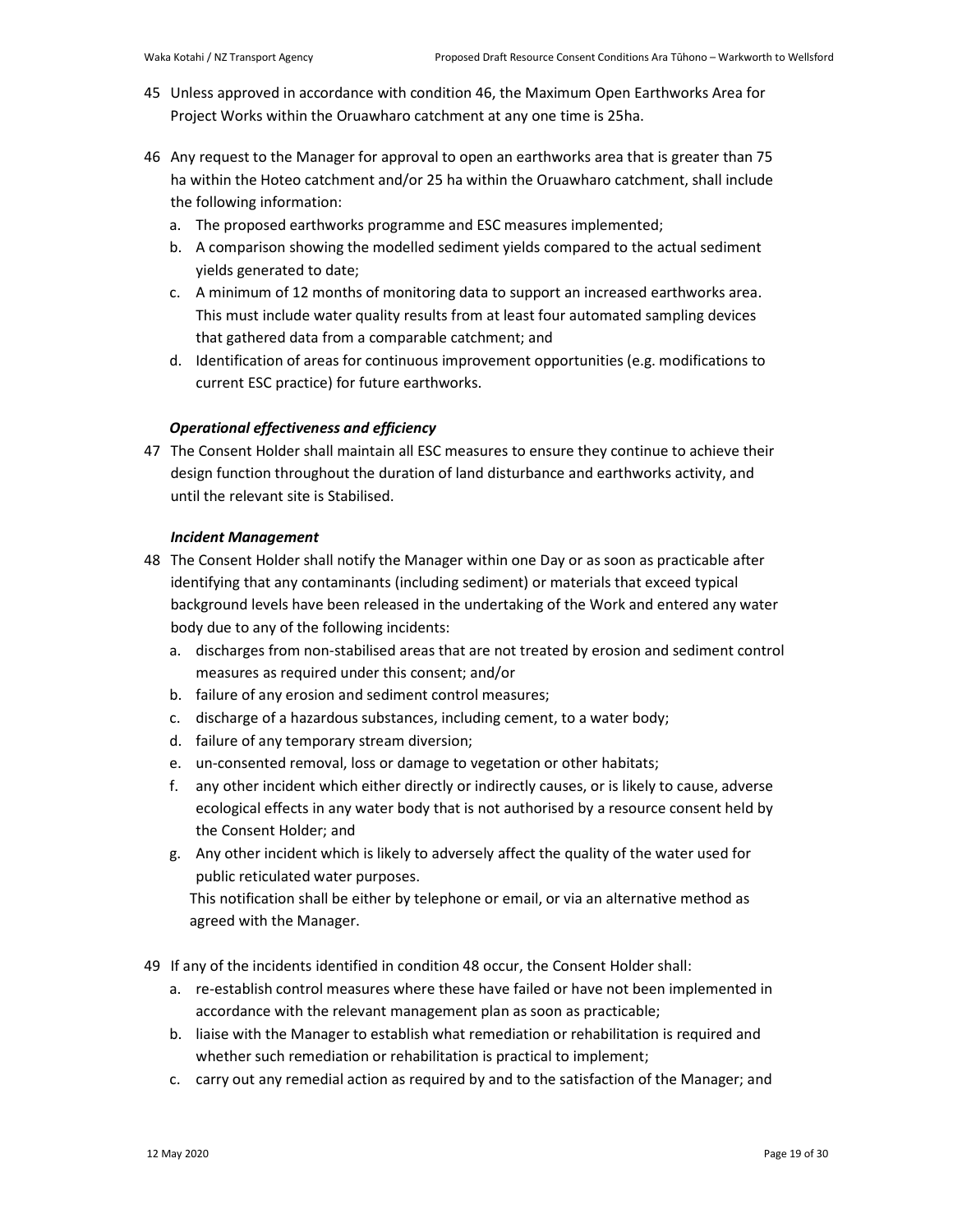45 Unless approved in accordance with condition 46, the Maximum Open Earthworks Area for Project Works within the Oruawharo catchment at any one time is 25ha.

46 Any request to the Manager for approval to open an earthworks area that is greater than 75 ha within the Hoteo catchment and/or 25 ha within the Oruawharo catchment, shall include the following information:

   a. The proposed earthworks programme and ESC measures implemented;
   b. A comparison showing the modelled sediment yields compared to the actual sediment yields generated to date;
   c. A minimum of 12 months of monitoring data to support an increased earthworks area. This must include water quality results from at least four automated sampling devices that gathered data from a comparable catchment; and
   d. Identification of areas for continuous improvement opportunities (e.g. modifications to current ESC practice) for future earthworks.

***Operational effectiveness and efficiency***

47 The Consent Holder shall maintain all ESC measures to ensure they continue to achieve their design function throughout the duration of land disturbance and earthworks activity, and until the relevant site is Stabilised.

***Incident Management***

48 The Consent Holder shall notify the Manager within one Day or as soon as practicable after identifying that any contaminants (including sediment) or materials that exceed typical background levels have been released in the undertaking of the Work and entered any water body due to any of the following incidents:

   a. discharges from non-stabilised areas that are not treated by erosion and sediment control measures as required under this consent; and/or
   b. failure of any erosion and sediment control measures;
   c. discharge of a hazardous substances, including cement, to a water body;
   d. failure of any temporary stream diversion;
   e. un-consented removal, loss or damage to vegetation or other habitats;
   f. any other incident which either directly or indirectly causes, or is likely to cause, adverse ecological effects in any water body that is not authorised by a resource consent held by the Consent Holder; and
   g. Any other incident which is likely to adversely affect the quality of the water used for public reticulated water purposes.

   This notification shall be either by telephone or email, or via an alternative method as agreed with the Manager.

49 If any of the incidents identified in condition 48 occur, the Consent Holder shall:

   a. re-establish control measures where these have failed or have not been implemented in accordance with the relevant management plan as soon as practicable;
   b. liaise with the Manager to establish what remediation or rehabilitation is required and whether such remediation or rehabilitation is practical to implement;
   c. carry out any remedial action as required by and to the satisfaction of the Manager; and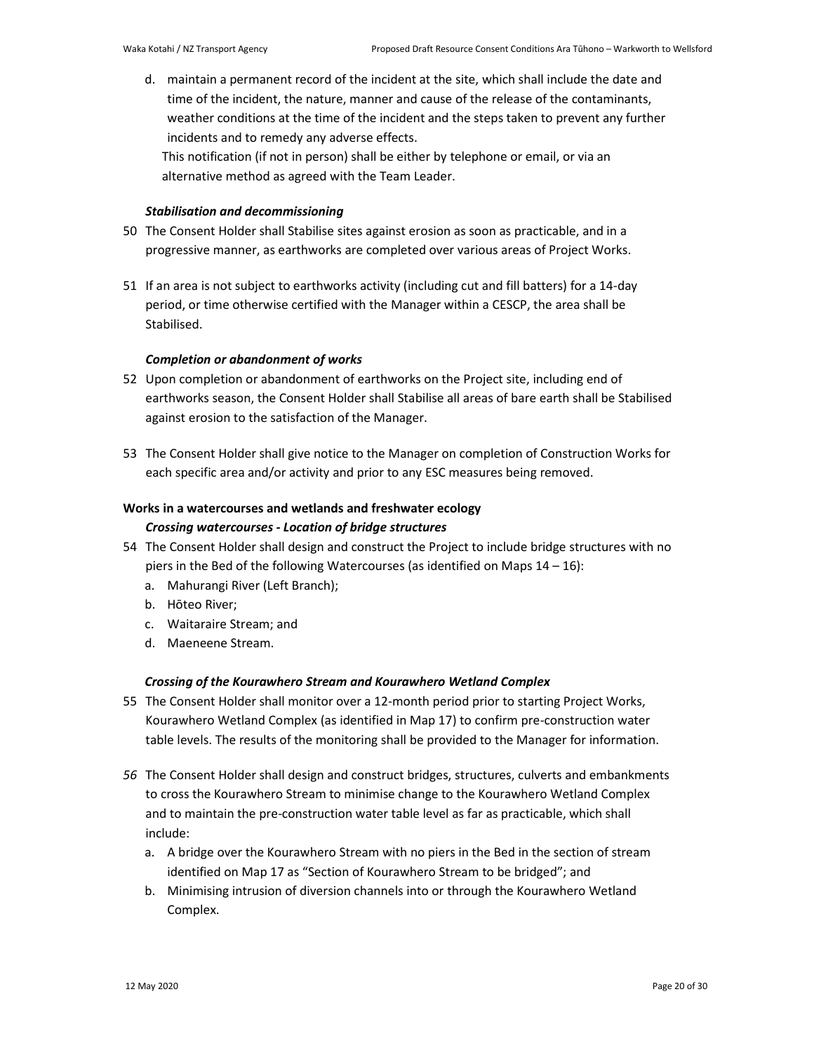d. maintain a permanent record of the incident at the site, which shall include the date and time of the incident, the nature, manner and cause of the release of the contaminants, weather conditions at the time of the incident and the steps taken to prevent any further incidents and to remedy any adverse effects.

This notification (if not in person) shall be either by telephone or email, or via an alternative method as agreed with the Team Leader.

***Stabilisation and decommissioning***

50 The Consent Holder shall Stabilise sites against erosion as soon as practicable, and in a progressive manner, as earthworks are completed over various areas of Project Works.

51 If an area is not subject to earthworks activity (including cut and fill batters) for a 14-day period, or time otherwise certified with the Manager within a CESCP, the area shall be Stabilised.

***Completion or abandonment of works***

52 Upon completion or abandonment of earthworks on the Project site, including end of earthworks season, the Consent Holder shall Stabilise all areas of bare earth shall be Stabilised against erosion to the satisfaction of the Manager.

53 The Consent Holder shall give notice to the Manager on completion of Construction Works for each specific area and/or activity and prior to any ESC measures being removed.

**Works in a watercourses and wetlands and freshwater ecology**

***Crossing watercourses - Location of bridge structures***

54 The Consent Holder shall design and construct the Project to include bridge structures with no piers in the Bed of the following Watercourses (as identified on Maps 14 – 16):

a. Mahurangi River (Left Branch);
b. Hōteo River;
c. Waitaraire Stream; and
d. Maeneene Stream.

***Crossing of the Kourawhero Stream and Kourawhero Wetland Complex***

55 The Consent Holder shall monitor over a 12-month period prior to starting Project Works, Kourawhero Wetland Complex (as identified in Map 17) to confirm pre-construction water table levels. The results of the monitoring shall be provided to the Manager for information.

*56* The Consent Holder shall design and construct bridges, structures, culverts and embankments to cross the Kourawhero Stream to minimise change to the Kourawhero Wetland Complex and to maintain the pre-construction water table level as far as practicable, which shall include:

a. A bridge over the Kourawhero Stream with no piers in the Bed in the section of stream identified on Map 17 as “Section of Kourawhero Stream to be bridged”; and
b. Minimising intrusion of diversion channels into or through the Kourawhero Wetland Complex.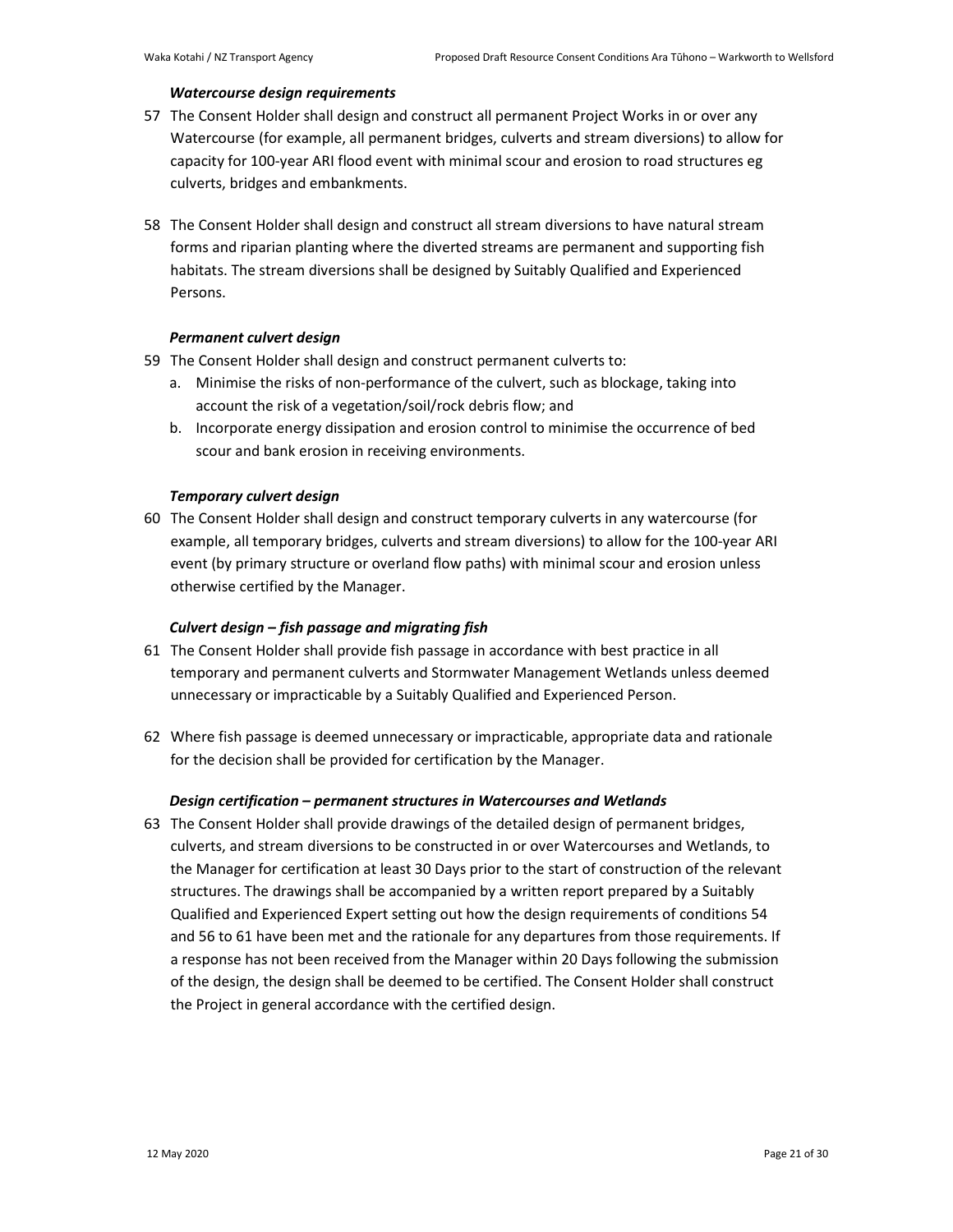***Watercourse design requirements***

57 The Consent Holder shall design and construct all permanent Project Works in or over any Watercourse (for example, all permanent bridges, culverts and stream diversions) to allow for capacity for 100-year ARI flood event with minimal scour and erosion to road structures eg culverts, bridges and embankments.

58 The Consent Holder shall design and construct all stream diversions to have natural stream forms and riparian planting where the diverted streams are permanent and supporting fish habitats. The stream diversions shall be designed by Suitably Qualified and Experienced Persons.

***Permanent culvert design***

59 The Consent Holder shall design and construct permanent culverts to:

a. Minimise the risks of non-performance of the culvert, such as blockage, taking into account the risk of a vegetation/soil/rock debris flow; and

b. Incorporate energy dissipation and erosion control to minimise the occurrence of bed scour and bank erosion in receiving environments.

***Temporary culvert design***

60 The Consent Holder shall design and construct temporary culverts in any watercourse (for example, all temporary bridges, culverts and stream diversions) to allow for the 100-year ARI event (by primary structure or overland flow paths) with minimal scour and erosion unless otherwise certified by the Manager.

***Culvert design – fish passage and migrating fish***

61 The Consent Holder shall provide fish passage in accordance with best practice in all temporary and permanent culverts and Stormwater Management Wetlands unless deemed unnecessary or impracticable by a Suitably Qualified and Experienced Person.

62 Where fish passage is deemed unnecessary or impracticable, appropriate data and rationale for the decision shall be provided for certification by the Manager.

***Design certification – permanent structures in Watercourses and Wetlands***

63 The Consent Holder shall provide drawings of the detailed design of permanent bridges, culverts, and stream diversions to be constructed in or over Watercourses and Wetlands, to the Manager for certification at least 30 Days prior to the start of construction of the relevant structures. The drawings shall be accompanied by a written report prepared by a Suitably Qualified and Experienced Expert setting out how the design requirements of conditions 54 and 56 to 61 have been met and the rationale for any departures from those requirements. If a response has not been received from the Manager within 20 Days following the submission of the design, the design shall be deemed to be certified. The Consent Holder shall construct the Project in general accordance with the certified design.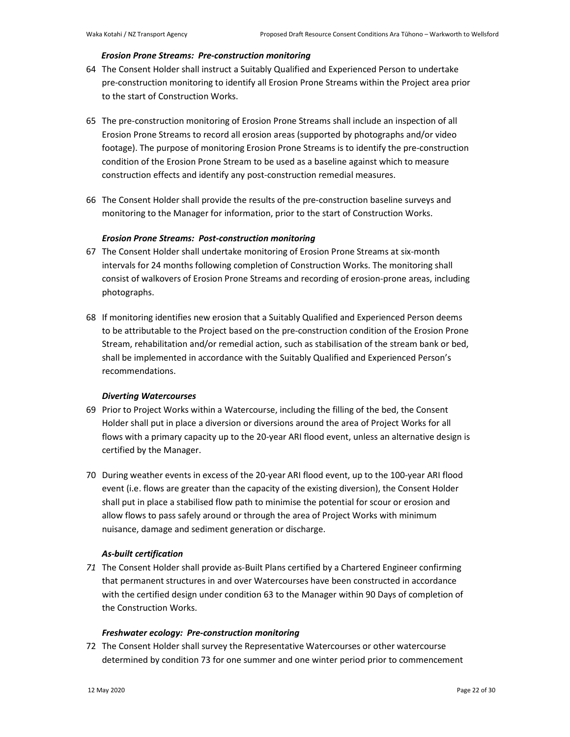### *Erosion Prone Streams: Pre-construction monitoring*

64 The Consent Holder shall instruct a Suitably Qualified and Experienced Person to undertake pre-construction monitoring to identify all Erosion Prone Streams within the Project area prior to the start of Construction Works.

65 The pre-construction monitoring of Erosion Prone Streams shall include an inspection of all Erosion Prone Streams to record all erosion areas (supported by photographs and/or video footage). The purpose of monitoring Erosion Prone Streams is to identify the pre-construction condition of the Erosion Prone Stream to be used as a baseline against which to measure construction effects and identify any post-construction remedial measures.

66 The Consent Holder shall provide the results of the pre-construction baseline surveys and monitoring to the Manager for information, prior to the start of Construction Works.

### *Erosion Prone Streams: Post-construction monitoring*

67 The Consent Holder shall undertake monitoring of Erosion Prone Streams at six-month intervals for 24 months following completion of Construction Works. The monitoring shall consist of walkovers of Erosion Prone Streams and recording of erosion-prone areas, including photographs.

68 If monitoring identifies new erosion that a Suitably Qualified and Experienced Person deems to be attributable to the Project based on the pre-construction condition of the Erosion Prone Stream, rehabilitation and/or remedial action, such as stabilisation of the stream bank or bed, shall be implemented in accordance with the Suitably Qualified and Experienced Person's recommendations.

### *Diverting Watercourses*

69 Prior to Project Works within a Watercourse, including the filling of the bed, the Consent Holder shall put in place a diversion or diversions around the area of Project Works for all flows with a primary capacity up to the 20-year ARI flood event, unless an alternative design is certified by the Manager.

70 During weather events in excess of the 20-year ARI flood event, up to the 100-year ARI flood event (i.e. flows are greater than the capacity of the existing diversion), the Consent Holder shall put in place a stabilised flow path to minimise the potential for scour or erosion and allow flows to pass safely around or through the area of Project Works with minimum nuisance, damage and sediment generation or discharge.

### *As-built certification*

*71* The Consent Holder shall provide as-Built Plans certified by a Chartered Engineer confirming that permanent structures in and over Watercourses have been constructed in accordance with the certified design under condition 63 to the Manager within 90 Days of completion of the Construction Works.

### *Freshwater ecology: Pre-construction monitoring*

72 The Consent Holder shall survey the Representative Watercourses or other watercourse determined by condition 73 for one summer and one winter period prior to commencement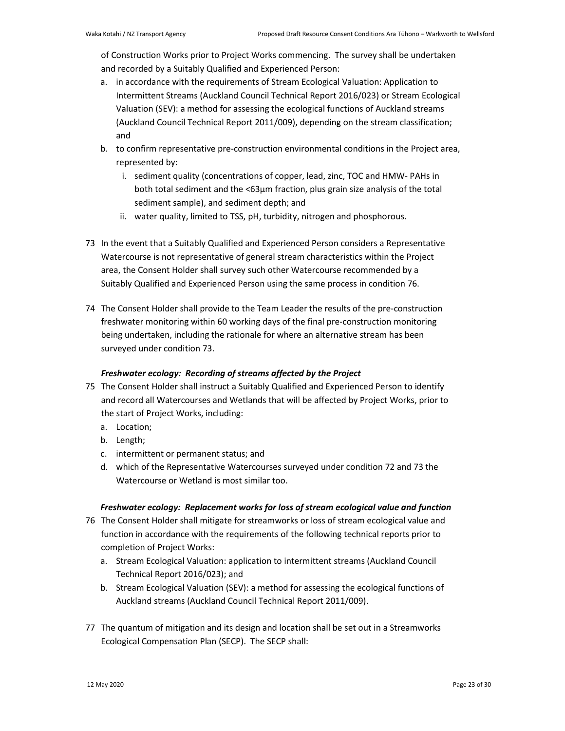of Construction Works prior to Project Works commencing. The survey shall be undertaken and recorded by a Suitably Qualified and Experienced Person:

a. in accordance with the requirements of Stream Ecological Valuation: Application to Intermittent Streams (Auckland Council Technical Report 2016/023) or Stream Ecological Valuation (SEV): a method for assessing the ecological functions of Auckland streams (Auckland Council Technical Report 2011/009), depending on the stream classification; and
b. to confirm representative pre-construction environmental conditions in the Project area, represented by:
   i. sediment quality (concentrations of copper, lead, zinc, TOC and HMW- PAHs in both total sediment and the <63µm fraction, plus grain size analysis of the total sediment sample), and sediment depth; and
   ii. water quality, limited to TSS, pH, turbidity, nitrogen and phosphorous.

73 In the event that a Suitably Qualified and Experienced Person considers a Representative Watercourse is not representative of general stream characteristics within the Project area, the Consent Holder shall survey such other Watercourse recommended by a Suitably Qualified and Experienced Person using the same process in condition 76.

74 The Consent Holder shall provide to the Team Leader the results of the pre-construction freshwater monitoring within 60 working days of the final pre-construction monitoring being undertaken, including the rationale for where an alternative stream has been surveyed under condition 73.

***Freshwater ecology: Recording of streams affected by the Project***

75 The Consent Holder shall instruct a Suitably Qualified and Experienced Person to identify and record all Watercourses and Wetlands that will be affected by Project Works, prior to the start of Project Works, including:

a. Location;
b. Length;
c. intermittent or permanent status; and
d. which of the Representative Watercourses surveyed under condition 72 and 73 the Watercourse or Wetland is most similar too.

***Freshwater ecology: Replacement works for loss of stream ecological value and function***

76 The Consent Holder shall mitigate for streamworks or loss of stream ecological value and function in accordance with the requirements of the following technical reports prior to completion of Project Works:

a. Stream Ecological Valuation: application to intermittent streams (Auckland Council Technical Report 2016/023); and
b. Stream Ecological Valuation (SEV): a method for assessing the ecological functions of Auckland streams (Auckland Council Technical Report 2011/009).

77 The quantum of mitigation and its design and location shall be set out in a Streamworks Ecological Compensation Plan (SECP). The SECP shall: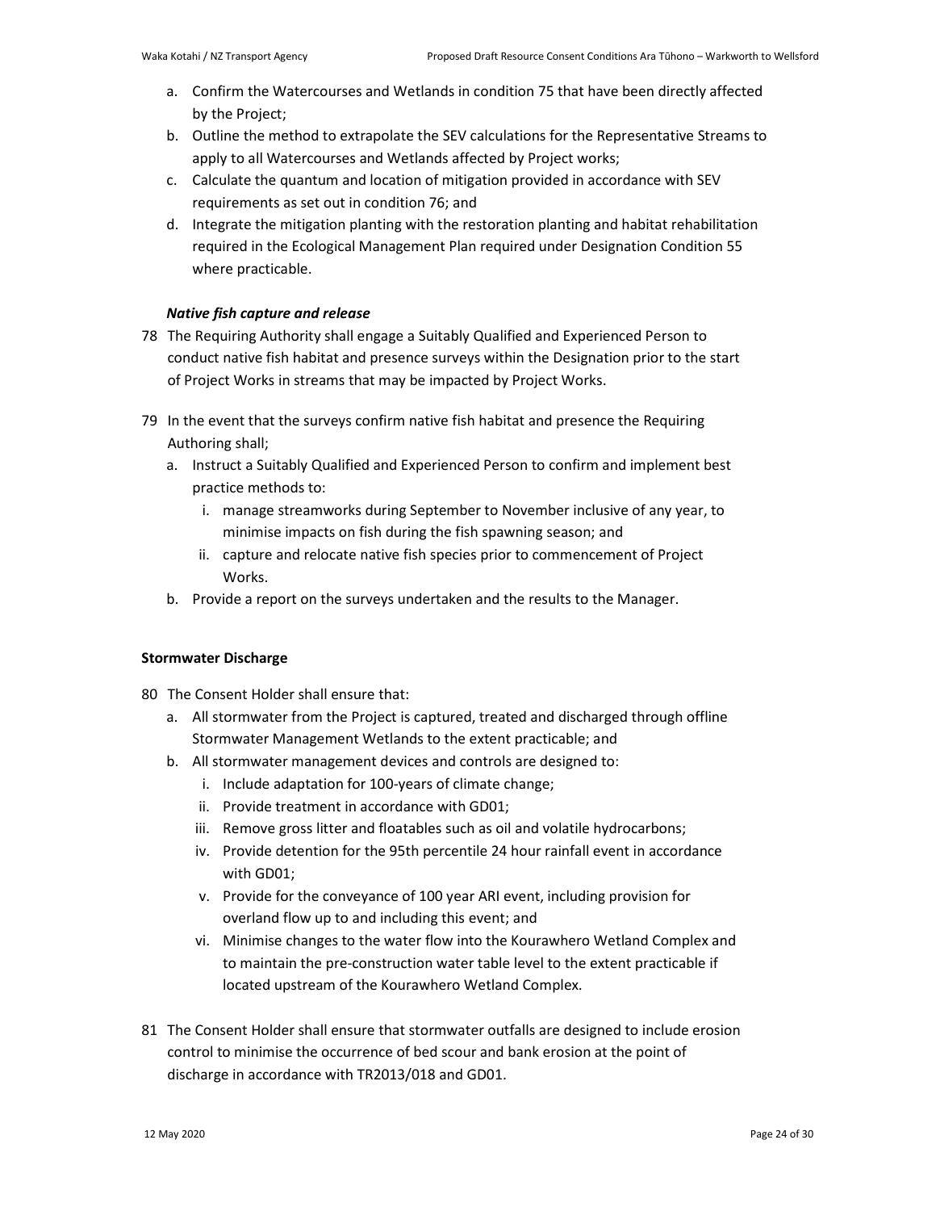a. Confirm the Watercourses and Wetlands in condition 75 that have been directly affected by the Project;
b. Outline the method to extrapolate the SEV calculations for the Representative Streams to apply to all Watercourses and Wetlands affected by Project works;
c. Calculate the quantum and location of mitigation provided in accordance with SEV requirements as set out in condition 76; and
d. Integrate the mitigation planting with the restoration planting and habitat rehabilitation required in the Ecological Management Plan required under Designation Condition 55 where practicable.

***Native fish capture and release***

78 The Requiring Authority shall engage a Suitably Qualified and Experienced Person to conduct native fish habitat and presence surveys within the Designation prior to the start of Project Works in streams that may be impacted by Project Works.

79 In the event that the surveys confirm native fish habitat and presence the Requiring Authoring shall;

a. Instruct a Suitably Qualified and Experienced Person to confirm and implement best practice methods to:
    i. manage streamworks during September to November inclusive of any year, to minimise impacts on fish during the fish spawning season; and
    ii. capture and relocate native fish species prior to commencement of Project Works.
b. Provide a report on the surveys undertaken and the results to the Manager.

**Stormwater Discharge**

80 The Consent Holder shall ensure that:

a. All stormwater from the Project is captured, treated and discharged through offline Stormwater Management Wetlands to the extent practicable; and
b. All stormwater management devices and controls are designed to:
    i. Include adaptation for 100-years of climate change;
    ii. Provide treatment in accordance with GD01;
    iii. Remove gross litter and floatables such as oil and volatile hydrocarbons;
    iv. Provide detention for the 95th percentile 24 hour rainfall event in accordance with GD01;
    v. Provide for the conveyance of 100 year ARI event, including provision for overland flow up to and including this event; and
    vi. Minimise changes to the water flow into the Kourawhero Wetland Complex and to maintain the pre-construction water table level to the extent practicable if located upstream of the Kourawhero Wetland Complex.

81 The Consent Holder shall ensure that stormwater outfalls are designed to include erosion control to minimise the occurrence of bed scour and bank erosion at the point of discharge in accordance with TR2013/018 and GD01.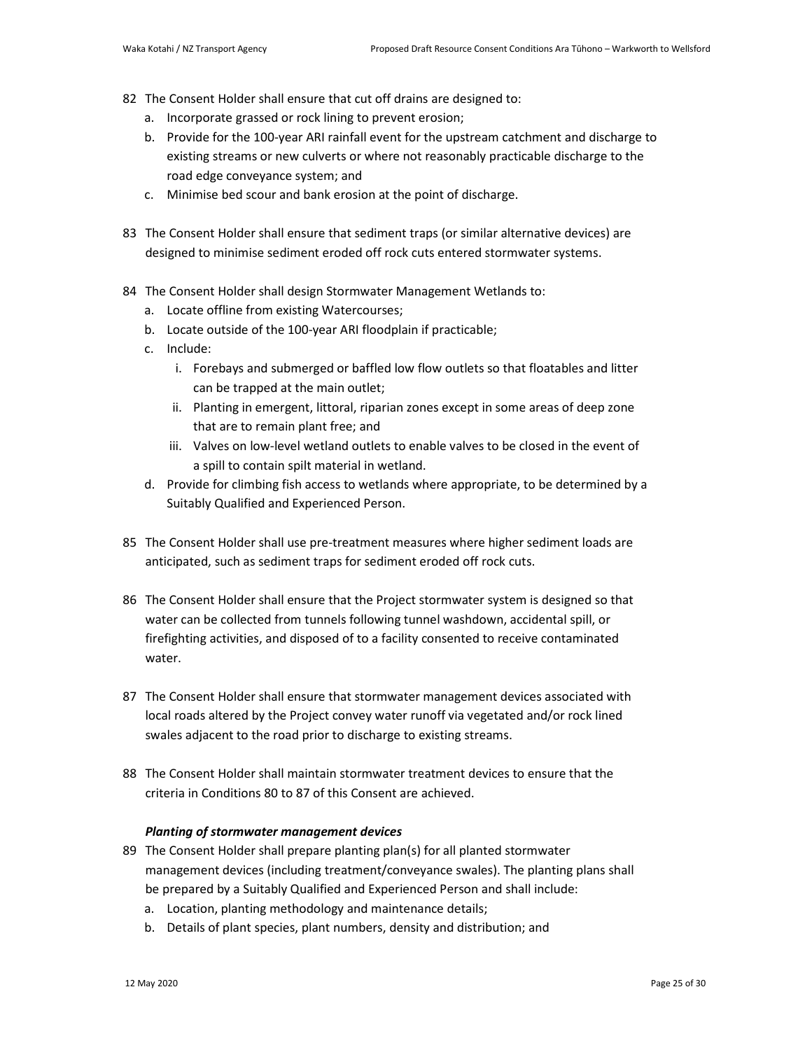82 The Consent Holder shall ensure that cut off drains are designed to:
   a. Incorporate grassed or rock lining to prevent erosion;
   b. Provide for the 100-year ARI rainfall event for the upstream catchment and discharge to existing streams or new culverts or where not reasonably practicable discharge to the road edge conveyance system; and
   c. Minimise bed scour and bank erosion at the point of discharge.

83 The Consent Holder shall ensure that sediment traps (or similar alternative devices) are designed to minimise sediment eroded off rock cuts entered stormwater systems.

84 The Consent Holder shall design Stormwater Management Wetlands to:
   a. Locate offline from existing Watercourses;
   b. Locate outside of the 100-year ARI floodplain if practicable;
   c. Include:
      i. Forebays and submerged or baffled low flow outlets so that floatables and litter can be trapped at the main outlet;
      ii. Planting in emergent, littoral, riparian zones except in some areas of deep zone that are to remain plant free; and
      iii. Valves on low-level wetland outlets to enable valves to be closed in the event of a spill to contain spilt material in wetland.
   d. Provide for climbing fish access to wetlands where appropriate, to be determined by a Suitably Qualified and Experienced Person.

85 The Consent Holder shall use pre-treatment measures where higher sediment loads are anticipated, such as sediment traps for sediment eroded off rock cuts.

86 The Consent Holder shall ensure that the Project stormwater system is designed so that water can be collected from tunnels following tunnel washdown, accidental spill, or firefighting activities, and disposed of to a facility consented to receive contaminated water.

87 The Consent Holder shall ensure that stormwater management devices associated with local roads altered by the Project convey water runoff via vegetated and/or rock lined swales adjacent to the road prior to discharge to existing streams.

88 The Consent Holder shall maintain stormwater treatment devices to ensure that the criteria in Conditions 80 to 87 of this Consent are achieved.

***Planting of stormwater management devices***

89 The Consent Holder shall prepare planting plan(s) for all planted stormwater management devices (including treatment/conveyance swales). The planting plans shall be prepared by a Suitably Qualified and Experienced Person and shall include:
   a. Location, planting methodology and maintenance details;
   b. Details of plant species, plant numbers, density and distribution; and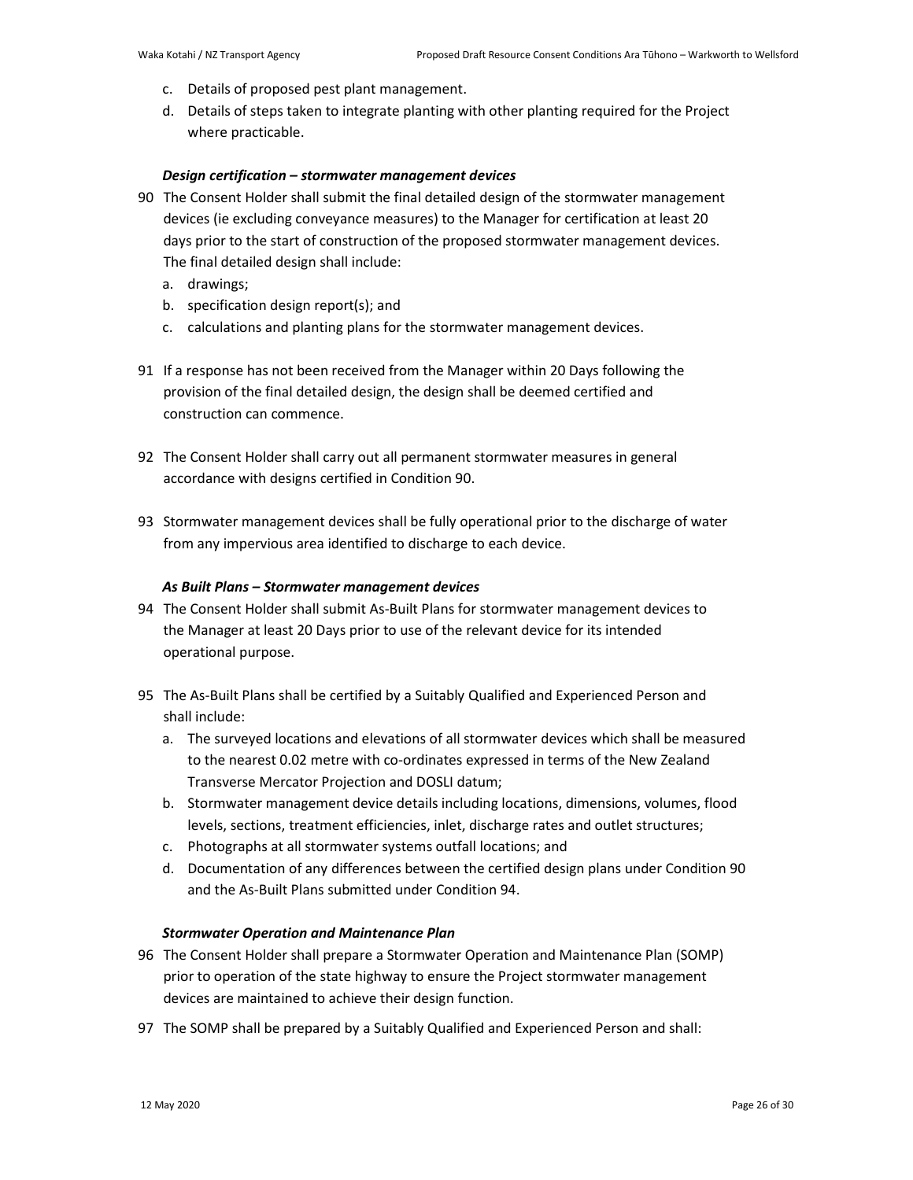c. Details of proposed pest plant management.

d. Details of steps taken to integrate planting with other planting required for the Project where practicable.

***Design certification – stormwater management devices***

90 The Consent Holder shall submit the final detailed design of the stormwater management devices (ie excluding conveyance measures) to the Manager for certification at least 20 days prior to the start of construction of the proposed stormwater management devices. The final detailed design shall include:

a. drawings;

b. specification design report(s); and

c. calculations and planting plans for the stormwater management devices.

91 If a response has not been received from the Manager within 20 Days following the provision of the final detailed design, the design shall be deemed certified and construction can commence.

92 The Consent Holder shall carry out all permanent stormwater measures in general accordance with designs certified in Condition 90.

93 Stormwater management devices shall be fully operational prior to the discharge of water from any impervious area identified to discharge to each device.

***As Built Plans – Stormwater management devices***

94 The Consent Holder shall submit As-Built Plans for stormwater management devices to the Manager at least 20 Days prior to use of the relevant device for its intended operational purpose.

95 The As-Built Plans shall be certified by a Suitably Qualified and Experienced Person and shall include:

a. The surveyed locations and elevations of all stormwater devices which shall be measured to the nearest 0.02 metre with co-ordinates expressed in terms of the New Zealand Transverse Mercator Projection and DOSLI datum;

b. Stormwater management device details including locations, dimensions, volumes, flood levels, sections, treatment efficiencies, inlet, discharge rates and outlet structures;

c. Photographs at all stormwater systems outfall locations; and

d. Documentation of any differences between the certified design plans under Condition 90 and the As-Built Plans submitted under Condition 94.

***Stormwater Operation and Maintenance Plan***

96 The Consent Holder shall prepare a Stormwater Operation and Maintenance Plan (SOMP) prior to operation of the state highway to ensure the Project stormwater management devices are maintained to achieve their design function.

97 The SOMP shall be prepared by a Suitably Qualified and Experienced Person and shall: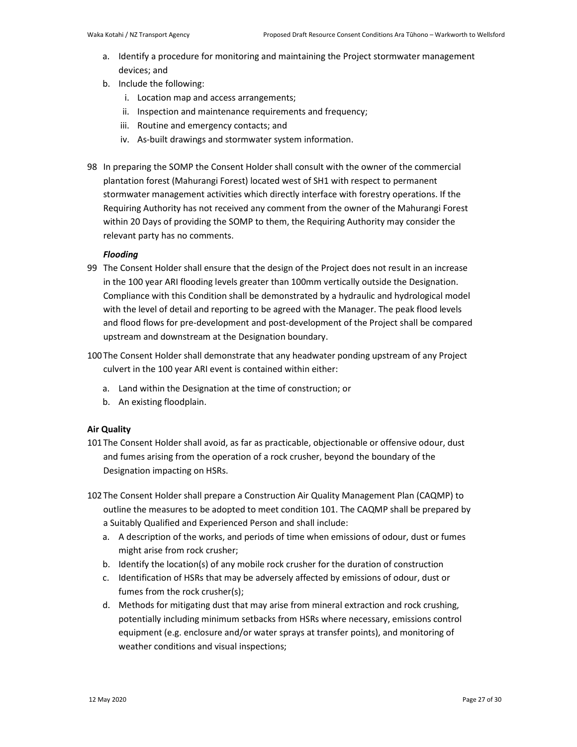a. Identify a procedure for monitoring and maintaining the Project stormwater management devices; and
b. Include the following:
   i. Location map and access arrangements;
   ii. Inspection and maintenance requirements and frequency;
   iii. Routine and emergency contacts; and
   iv. As-built drawings and stormwater system information.

98 In preparing the SOMP the Consent Holder shall consult with the owner of the commercial plantation forest (Mahurangi Forest) located west of SH1 with respect to permanent stormwater management activities which directly interface with forestry operations. If the Requiring Authority has not received any comment from the owner of the Mahurangi Forest within 20 Days of providing the SOMP to them, the Requiring Authority may consider the relevant party has no comments.

***Flooding***

99 The Consent Holder shall ensure that the design of the Project does not result in an increase in the 100 year ARI flooding levels greater than 100mm vertically outside the Designation. Compliance with this Condition shall be demonstrated by a hydraulic and hydrological model with the level of detail and reporting to be agreed with the Manager. The peak flood levels and flood flows for pre-development and post-development of the Project shall be compared upstream and downstream at the Designation boundary.

100 The Consent Holder shall demonstrate that any headwater ponding upstream of any Project culvert in the 100 year ARI event is contained within either:

a. Land within the Designation at the time of construction; or
b. An existing floodplain.

**Air Quality**

101 The Consent Holder shall avoid, as far as practicable, objectionable or offensive odour, dust and fumes arising from the operation of a rock crusher, beyond the boundary of the Designation impacting on HSRs.

102 The Consent Holder shall prepare a Construction Air Quality Management Plan (CAQMP) to outline the measures to be adopted to meet condition 101. The CAQMP shall be prepared by a Suitably Qualified and Experienced Person and shall include:

a. A description of the works, and periods of time when emissions of odour, dust or fumes might arise from rock crusher;
b. Identify the location(s) of any mobile rock crusher for the duration of construction
c. Identification of HSRs that may be adversely affected by emissions of odour, dust or fumes from the rock crusher(s);
d. Methods for mitigating dust that may arise from mineral extraction and rock crushing, potentially including minimum setbacks from HSRs where necessary, emissions control equipment (e.g. enclosure and/or water sprays at transfer points), and monitoring of weather conditions and visual inspections;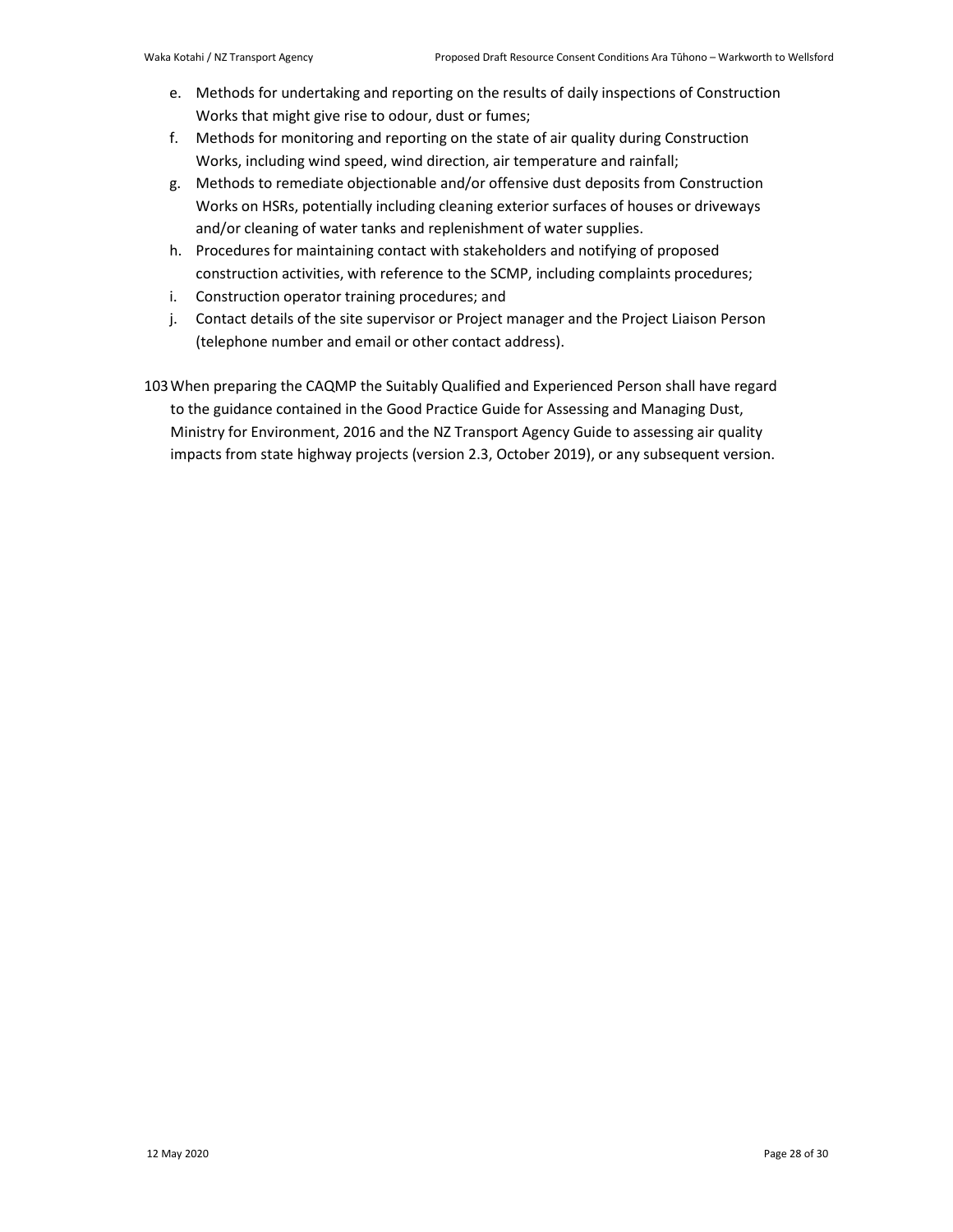e. Methods for undertaking and reporting on the results of daily inspections of Construction Works that might give rise to odour, dust or fumes;
f. Methods for monitoring and reporting on the state of air quality during Construction Works, including wind speed, wind direction, air temperature and rainfall;
g. Methods to remediate objectionable and/or offensive dust deposits from Construction Works on HSRs, potentially including cleaning exterior surfaces of houses or driveways and/or cleaning of water tanks and replenishment of water supplies.
h. Procedures for maintaining contact with stakeholders and notifying of proposed construction activities, with reference to the SCMP, including complaints procedures;
i. Construction operator training procedures; and
j. Contact details of the site supervisor or Project manager and the Project Liaison Person (telephone number and email or other contact address).

103 When preparing the CAQMP the Suitably Qualified and Experienced Person shall have regard to the guidance contained in the Good Practice Guide for Assessing and Managing Dust, Ministry for Environment, 2016 and the NZ Transport Agency Guide to assessing air quality impacts from state highway projects (version 2.3, October 2019), or any subsequent version.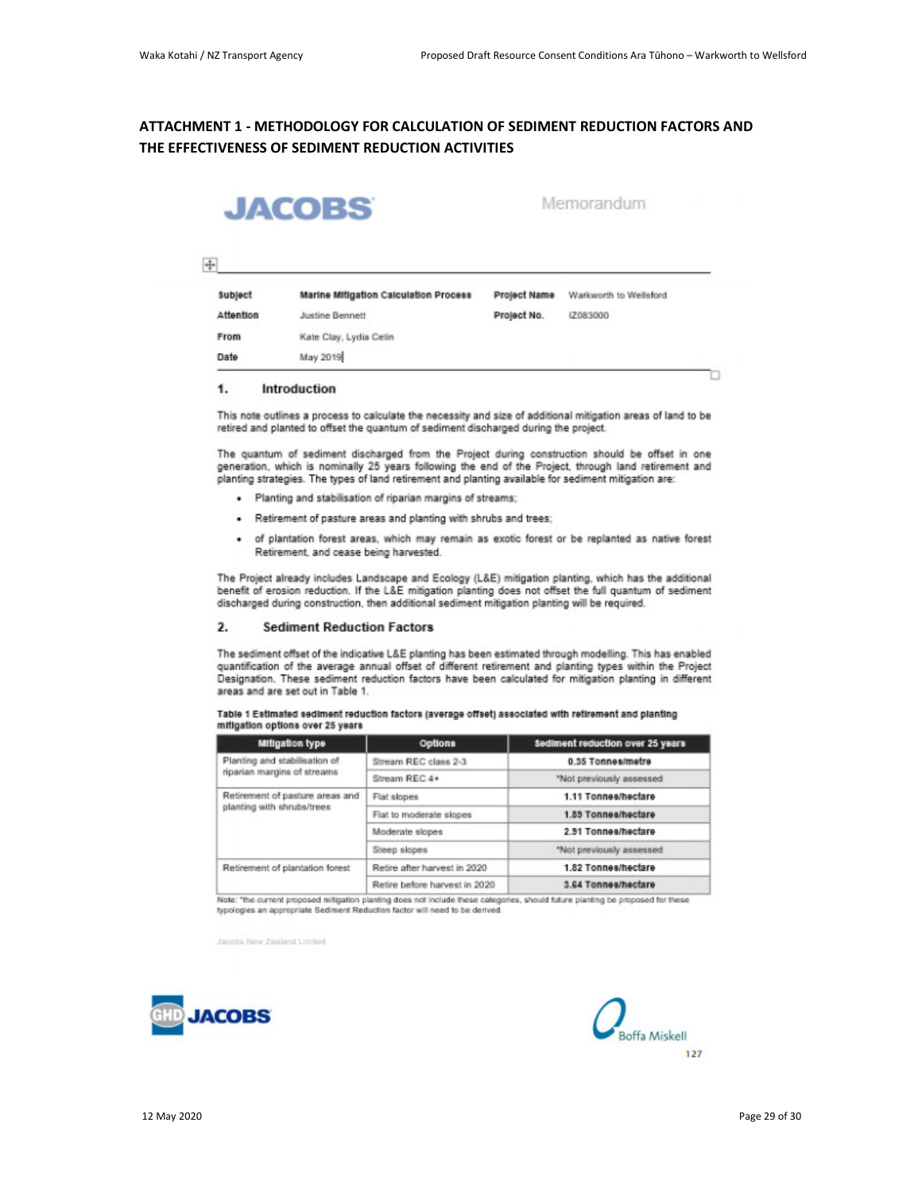# ATTACHMENT 1 - METHODOLOGY FOR CALCULATION OF SEDIMENT REDUCTION FACTORS AND THE EFFECTIVENESS OF SEDIMENT REDUCTION ACTIVITIES

**JACOBS** Memorandum

| | | | |
|---|---|---|---|
| **Subject** | **Marine Mitigation Calculation Process** | **Project Name** | Warkworth to Wellsford |
| **Attention** | Justine Bennett | **Project No.** | IZ083000 |
| **From** | Kate Clay, Lydia Cetin | | |
| **Date** | May 2019 | | |

## 1. Introduction

This note outlines a process to calculate the necessity and size of additional mitigation areas of land to be retired and planted to offset the quantum of sediment discharged during the project.

The quantum of sediment discharged from the Project during construction should be offset in one generation, which is nominally 25 years following the end of the Project, through land retirement and planting strategies. The types of land retirement and planting available for sediment mitigation are:

- Planting and stabilisation of riparian margins of streams;
- Retirement of pasture areas and planting with shrubs and trees;
- of plantation forest areas, which may remain as exotic forest or be replanted as native forest Retirement, and cease being harvested.

The Project already includes Landscape and Ecology (L&E) mitigation planting, which has the additional benefit of erosion reduction. If the L&E mitigation planting does not offset the full quantum of sediment discharged during construction, then additional sediment mitigation planting will be required.

## 2. Sediment Reduction Factors

The sediment offset of the indicative L&E planting has been estimated through modelling. This has enabled quantification of the average annual offset of different retirement and planting types within the Project Designation. These sediment reduction factors have been calculated for mitigation planting in different areas and are set out in Table 1.

**Table 1 Estimated sediment reduction factors (average offset) associated with retirement and planting mitigation options over 25 years**

| Mitigation type | Options | Sediment reduction over 25 years |
|---|---|---|
| Planting and stabilisation of riparian margins of streams | Stream REC class 2-3 | **0.35 Tonnes/metre** |
| | Stream REC 4+ | *Not previously assessed |
| Retirement of pasture areas and planting with shrubs/trees | Flat slopes | **1.11 Tonnes/hectare** |
| | Flat to moderate slopes | **1.85 Tonnes/hectare** |
| | Moderate slopes | **2.91 Tonnes/hectare** |
| | Steep slopes | *Not previously assessed |
| Retirement of plantation forest | Retire after harvest in 2020 | **1.82 Tonnes/hectare** |
| | Retire before harvest in 2020 | **3.64 Tonnes/hectare** |

Note: *the current proposed mitigation planting does not include these categories, should future planting be proposed for these typologies an appropriate Sediment Reduction factor will need to be derived.

Jacobs New Zealand Limited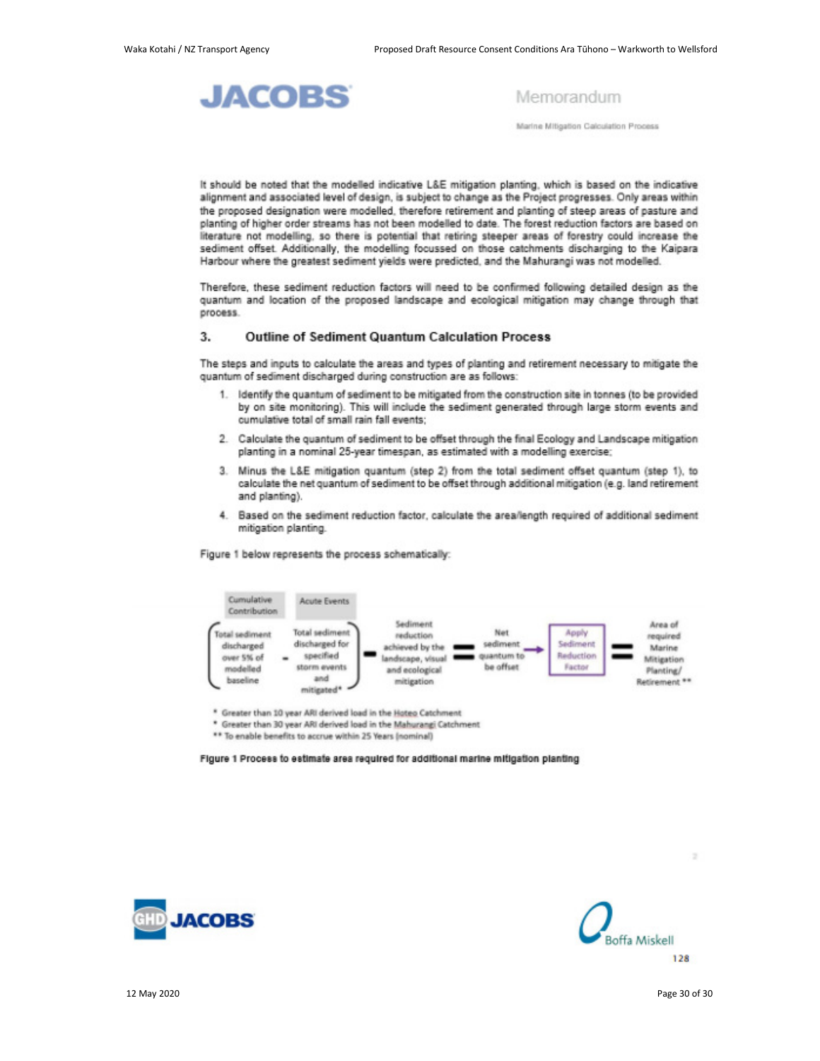It should be noted that the modelled indicative L&E mitigation planting, which is based on the indicative alignment and associated level of design, is subject to change as the Project progresses. Only areas within the proposed designation were modelled, therefore retirement and planting of steep areas of pasture and planting of higher order streams has not been modelled to date. The forest reduction factors are based on literature not modelling, so there is potential that retiring steeper areas of forestry could increase the sediment offset. Additionally, the modelling focussed on those catchments discharging to the Kaipara Harbour where the greatest sediment yields were predicted, and the Mahurangi was not modelled.

Therefore, these sediment reduction factors will need to be confirmed following detailed design as the quantum and location of the proposed landscape and ecological mitigation may change through that process.

## 3. Outline of Sediment Quantum Calculation Process

The steps and inputs to calculate the areas and types of planting and retirement necessary to mitigate the quantum of sediment discharged during construction are as follows:

1. Identify the quantum of sediment to be mitigated from the construction site in tonnes (to be provided by on site monitoring). This will include the sediment generated through large storm events and cumulative total of small rain fall events;
2. Calculate the quantum of sediment to be offset through the final Ecology and Landscape mitigation planting in a nominal 25-year timespan, as estimated with a modelling exercise;
3. Minus the L&E mitigation quantum (step 2) from the total sediment offset quantum (step 1), to calculate the net quantum of sediment to be offset through additional mitigation (e.g. land retirement and planting).
4. Based on the sediment reduction factor, calculate the area/length required of additional sediment mitigation planting.

Figure 1 below represents the process schematically:

Cumulative Contribution

Acute Events

( Total sediment discharged over 5% of modelled baseline - Total sediment discharged for specified storm events and mitigated* ) - Sediment reduction achieved by the landscape, visual and ecological mitigation = Net sediment quantum to be offset → Apply Sediment Reduction Factor = Area of required Marine Mitigation Planting/ Retirement **

\* Greater than 10 year ARI derived load in the Hoteo Catchment

\* Greater than 30 year ARI derived load in the Mahurangi Catchment

\*\* To enable benefits to accrue within 25 Years (nominal)

**Figure 1 Process to estimate area required for additional marine mitigation planting**